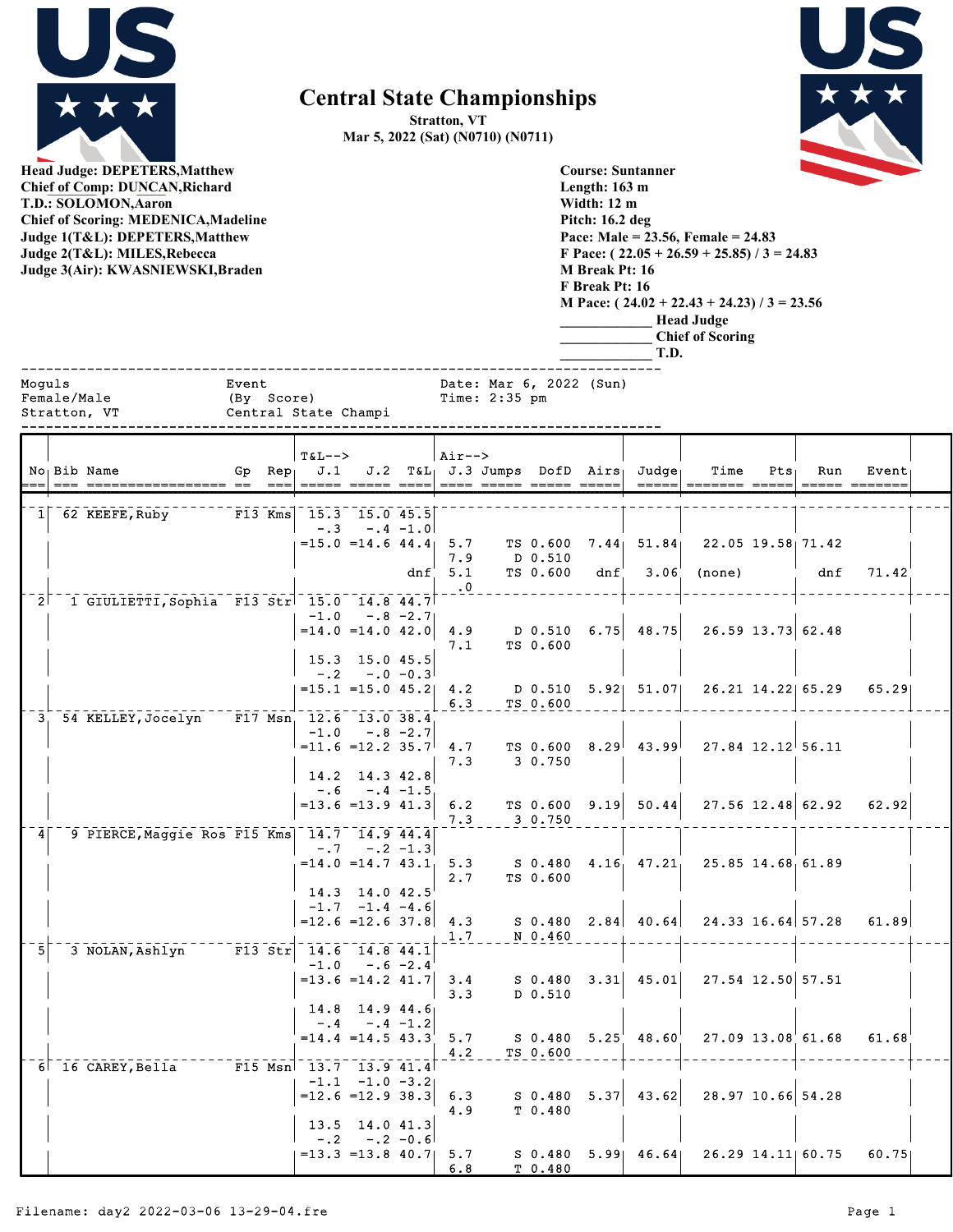# Central State Championships

**Stratton, VT**
**Mar 5, 2022 (Sat) (N0710) (N0711)**

**Head Judge: DEPETERS,Matthew**
**Chief of Comp: DUNCAN,Richard**
**T.D.: SOLOMON,Aaron**
**Chief of Scoring: MEDENICA,Madeline**
**Judge 1(T&L): DEPETERS,Matthew**
**Judge 2(T&L): MILES,Rebecca**
**Judge 3(Air): KWASNIEWSKI,Braden**

**Course: Suntanner**
**Length: 163 m**
**Width: 12 m**
**Pitch: 16.2 deg**
**Pace: Male = 23.56, Female = 24.83**
**F Pace: ( 22.05 + 26.59 + 25.85) / 3 = 24.83**
**M Break Pt: 16**
**F Break Pt: 16**
**M Pace: ( 24.02 + 22.43 + 24.23) / 3 = 23.56**
____________ **Head Judge**
____________ **Chief of Scoring**
____________ **T.D.**

```
Moguls                 Event                  Date: Mar 6, 2022 (Sun)
Female/Male            (By  Score)            Time: 2:35 pm
Stratton, VT           Central State Champi
```

| No | Bib | Name | Gp | Rep | T&L--> J.1 | J.2 | T&L | Air--> J.3 | Jumps | DofD | Airs | Judge | Time | Pts | Run | Event |
|---|---|---|---|---|---|---|---|---|---|---|---|---|---|---|---|---|
| 1 | 62 | KEEFE,Ruby | F13 | Kms | 15.3 | 15.0 | 45.5 | | | | | | | | | |
| | | | | | -.3 | -.4 | -1.0 | | | | | | | | | |
| | | | | | =15.0 | =14.6 | 44.4 | 5.7 | TS | 0.600 | 7.44 | 51.84 | 22.05 | 19.58 | 71.42 | |
| | | | | | | | | 7.9 | D | 0.510 | | | | | | |
| | | | | | | | dnf | 5.1 | TS | 0.600 | dnf | 3.06 | (none) | | dnf | 71.42 |
| | | | | | | | | .0 | | | | | | | | |
| 2 | 1 | GIULIETTI,Sophia | F13 | Str | 15.0 | 14.8 | 44.7 | | | | | | | | | |
| | | | | | -1.0 | -.8 | -2.7 | | | | | | | | | |
| | | | | | =14.0 | =14.0 | 42.0 | 4.9 | D | 0.510 | 6.75 | 48.75 | 26.59 | 13.73 | 62.48 | |
| | | | | | | | | 7.1 | TS | 0.600 | | | | | | |
| | | | | | 15.3 | 15.0 | 45.5 | | | | | | | | | |
| | | | | | -.2 | -.0 | -0.3 | | | | | | | | | |
| | | | | | =15.1 | =15.0 | 45.2 | 4.2 | D | 0.510 | 5.92 | 51.07 | 26.21 | 14.22 | 65.29 | 65.29 |
| | | | | | | | | 6.3 | TS | 0.600 | | | | | | |
| 3 | 54 | KELLEY,Jocelyn | F17 | Msn | 12.6 | 13.0 | 38.4 | | | | | | | | | |
| | | | | | -1.0 | -.8 | -2.7 | | | | | | | | | |
| | | | | | =11.6 | =12.2 | 35.7 | 4.7 | TS | 0.600 | 8.29 | 43.99 | 27.84 | 12.12 | 56.11 | |
| | | | | | | | | 7.3 | 3 | 0.750 | | | | | | |
| | | | | | 14.2 | 14.3 | 42.8 | | | | | | | | | |
| | | | | | -.6 | -.4 | -1.5 | | | | | | | | | |
| | | | | | =13.6 | =13.9 | 41.3 | 6.2 | TS | 0.600 | 9.19 | 50.44 | 27.56 | 12.48 | 62.92 | 62.92 |
| | | | | | | | | 7.3 | 3 | 0.750 | | | | | | |
| 4 | 9 | PIERCE,Maggie Ros | F15 | Kms | 14.7 | 14.9 | 44.4 | | | | | | | | | |
| | | | | | -.7 | -.2 | -1.3 | | | | | | | | | |
| | | | | | =14.0 | =14.7 | 43.1 | 5.3 | S | 0.480 | 4.16 | 47.21 | 25.85 | 14.68 | 61.89 | |
| | | | | | | | | 2.7 | TS | 0.600 | | | | | | |
| | | | | | 14.3 | 14.0 | 42.5 | | | | | | | | | |
| | | | | | -1.7 | -1.4 | -4.6 | | | | | | | | | |
| | | | | | =12.6 | =12.6 | 37.8 | 4.3 | S | 0.480 | 2.84 | 40.64 | 24.33 | 16.64 | 57.28 | 61.89 |
| | | | | | | | | 1.7 | N | 0.460 | | | | | | |
| 5 | 3 | NOLAN,Ashlyn | F13 | Str | 14.6 | 14.8 | 44.1 | | | | | | | | | |
| | | | | | -1.0 | -.6 | -2.4 | | | | | | | | | |
| | | | | | =13.6 | =14.2 | 41.7 | 3.4 | S | 0.480 | 3.31 | 45.01 | 27.54 | 12.50 | 57.51 | |
| | | | | | | | | 3.3 | D | 0.510 | | | | | | |
| | | | | | 14.8 | 14.9 | 44.6 | | | | | | | | | |
| | | | | | -.4 | -.4 | -1.2 | | | | | | | | | |
| | | | | | =14.4 | =14.5 | 43.3 | 5.7 | S | 0.480 | 5.25 | 48.60 | 27.09 | 13.08 | 61.68 | 61.68 |
| | | | | | | | | 4.2 | TS | 0.600 | | | | | | |
| 6 | 16 | CAREY,Bella | F15 | Msn | 13.7 | 13.9 | 41.4 | | | | | | | | | |
| | | | | | -1.1 | -1.0 | -3.2 | | | | | | | | | |
| | | | | | =12.6 | =12.9 | 38.3 | 6.3 | S | 0.480 | 5.37 | 43.62 | 28.97 | 10.66 | 54.28 | |
| | | | | | | | | 4.9 | T | 0.480 | | | | | | |
| | | | | | 13.5 | 14.0 | 41.3 | | | | | | | | | |
| | | | | | -.2 | -.2 | -0.6 | | | | | | | | | |
| | | | | | =13.3 | =13.8 | 40.7 | 5.7 | S | 0.480 | 5.99 | 46.64 | 26.29 | 14.11 | 60.75 | 60.75 |
| | | | | | | | | 6.8 | T | 0.480 | | | | | | |

Filename: day2 2022-03-06 13-29-04.fre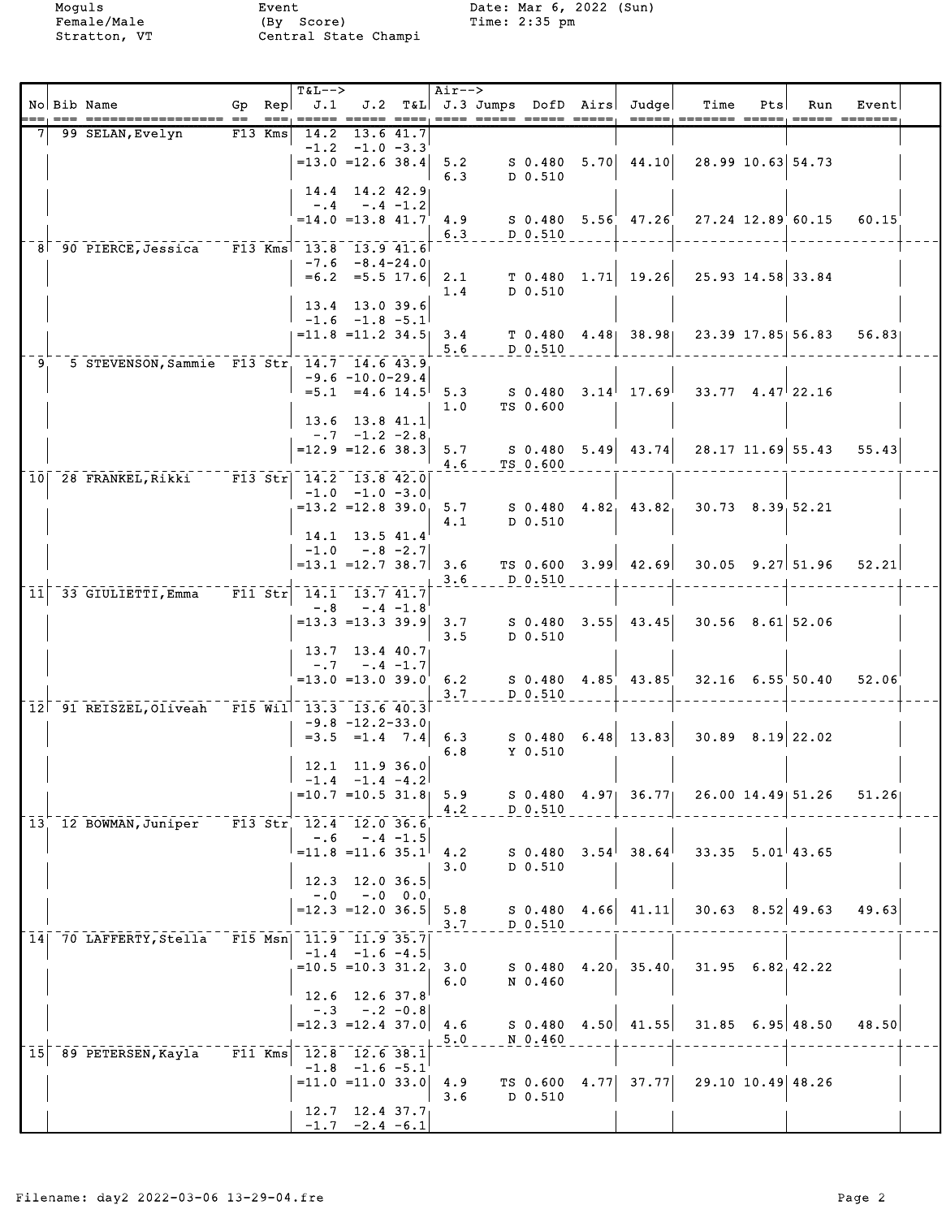Moguls
Female/Male
Stratton, VT

Event
(By Score)
Central State Champi

Date: Mar 6, 2022 (Sun)
Time: 2:35 pm

| No | Bib | Name | Gp | Rep | T&L--> J.1 | J.2 | T&L | Air--> J.3 | Jumps | DofD | Airs | Judge | Time | Pts | Run | Event |
|---|---|---|---|---|---|---|---|---|---|---|---|---|---|---|---|---|
| 7 | 99 | SELAN,Evelyn | F13 | Kms | 14.2 | 13.6 | 41.7 | | | | | | | | | |
| | | | | | -1.2 | -1.0 | -3.3 | | | | | | | | | |
| | | | | | =13.0 | =12.6 | 38.4 | 5.2 | S | 0.480 | 5.70 | 44.10 | 28.99 | 10.63 | 54.73 | |
| | | | | | | | | 6.3 | D | 0.510 | | | | | | |
| | | | | | 14.4 | 14.2 | 42.9 | | | | | | | | | |
| | | | | | -.4 | -.4 | -1.2 | | | | | | | | | |
| | | | | | =14.0 | =13.8 | 41.7 | 4.9 | S | 0.480 | 5.56 | 47.26 | 27.24 | 12.89 | 60.15 | 60.15 |
| | | | | | | | | 6.3 | D | 0.510 | | | | | | |
| 8 | 90 | PIERCE,Jessica | F13 | Kms | 13.8 | 13.9 | 41.6 | | | | | | | | | |
| | | | | | -7.6 | -8.4 | -24.0 | | | | | | | | | |
| | | | | | =6.2 | =5.5 | 17.6 | 2.1 | T | 0.480 | 1.71 | 19.26 | 25.93 | 14.58 | 33.84 | |
| | | | | | | | | 1.4 | D | 0.510 | | | | | | |
| | | | | | 13.4 | 13.0 | 39.6 | | | | | | | | | |
| | | | | | -1.6 | -1.8 | -5.1 | | | | | | | | | |
| | | | | | =11.8 | =11.2 | 34.5 | 3.4 | T | 0.480 | 4.48 | 38.98 | 23.39 | 17.85 | 56.83 | 56.83 |
| | | | | | | | | 5.6 | D | 0.510 | | | | | | |
| 9 | 5 | STEVENSON,Sammie | F13 | Str | 14.7 | 14.6 | 43.9 | | | | | | | | | |
| | | | | | -9.6 | -10.0 | -29.4 | | | | | | | | | |
| | | | | | =5.1 | =4.6 | 14.5 | 5.3 | S | 0.480 | 3.14 | 17.69 | 33.77 | 4.47 | 22.16 | |
| | | | | | | | | 1.0 | TS | 0.600 | | | | | | |
| | | | | | 13.6 | 13.8 | 41.1 | | | | | | | | | |
| | | | | | -.7 | -1.2 | -2.8 | | | | | | | | | |
| | | | | | =12.9 | =12.6 | 38.3 | 5.7 | S | 0.480 | 5.49 | 43.74 | 28.17 | 11.69 | 55.43 | 55.43 |
| | | | | | | | | 4.6 | TS | 0.600 | | | | | | |
| 10 | 28 | FRANKEL,Rikki | F13 | Str | 14.2 | 13.8 | 42.0 | | | | | | | | | |
| | | | | | -1.0 | -1.0 | -3.0 | | | | | | | | | |
| | | | | | =13.2 | =12.8 | 39.0 | 5.7 | S | 0.480 | 4.82 | 43.82 | 30.73 | 8.39 | 52.21 | |
| | | | | | | | | 4.1 | D | 0.510 | | | | | | |
| | | | | | 14.1 | 13.5 | 41.4 | | | | | | | | | |
| | | | | | -1.0 | -.8 | -2.7 | | | | | | | | | |
| | | | | | =13.1 | =12.7 | 38.7 | 3.6 | TS | 0.600 | 3.99 | 42.69 | 30.05 | 9.27 | 51.96 | 52.21 |
| | | | | | | | | 3.6 | D | 0.510 | | | | | | |
| 11 | 33 | GIULIETTI,Emma | F11 | Str | 14.1 | 13.7 | 41.7 | | | | | | | | | |
| | | | | | -.8 | -.4 | -1.8 | | | | | | | | | |
| | | | | | =13.3 | =13.3 | 39.9 | 3.7 | S | 0.480 | 3.55 | 43.45 | 30.56 | 8.61 | 52.06 | |
| | | | | | | | | 3.5 | D | 0.510 | | | | | | |
| | | | | | 13.7 | 13.4 | 40.7 | | | | | | | | | |
| | | | | | -.7 | -.4 | -1.7 | | | | | | | | | |
| | | | | | =13.0 | =13.0 | 39.0 | 6.2 | S | 0.480 | 4.85 | 43.85 | 32.16 | 6.55 | 50.40 | 52.06 |
| | | | | | | | | 3.7 | D | 0.510 | | | | | | |
| 12 | 91 | REISZEL,Oliveah | F15 | Wil | 13.3 | 13.6 | 40.3 | | | | | | | | | |
| | | | | | -9.8 | -12.2 | -33.0 | | | | | | | | | |
| | | | | | =3.5 | =1.4 | 7.4 | 6.3 | S | 0.480 | 6.48 | 13.83 | 30.89 | 8.19 | 22.02 | |
| | | | | | | | | 6.8 | Y | 0.510 | | | | | | |
| | | | | | 12.1 | 11.9 | 36.0 | | | | | | | | | |
| | | | | | -1.4 | -1.4 | -4.2 | | | | | | | | | |
| | | | | | =10.7 | =10.5 | 31.8 | 5.9 | S | 0.480 | 4.97 | 36.77 | 26.00 | 14.49 | 51.26 | 51.26 |
| | | | | | | | | 4.2 | D | 0.510 | | | | | | |
| 13 | 12 | BOWMAN,Juniper | F13 | Str | 12.4 | 12.0 | 36.6 | | | | | | | | | |
| | | | | | -.6 | -.4 | -1.5 | | | | | | | | | |
| | | | | | =11.8 | =11.6 | 35.1 | 4.2 | S | 0.480 | 3.54 | 38.64 | 33.35 | 5.01 | 43.65 | |
| | | | | | | | | 3.0 | D | 0.510 | | | | | | |
| | | | | | 12.3 | 12.0 | 36.5 | | | | | | | | | |
| | | | | | -.0 | -.0 | 0.0 | | | | | | | | | |
| | | | | | =12.3 | =12.0 | 36.5 | 5.8 | S | 0.480 | 4.66 | 41.11 | 30.63 | 8.52 | 49.63 | 49.63 |
| | | | | | | | | 3.7 | D | 0.510 | | | | | | |
| 14 | 70 | LAFFERTY,Stella | F15 | Msn | 11.9 | 11.9 | 35.7 | | | | | | | | | |
| | | | | | -1.4 | -1.6 | -4.5 | | | | | | | | | |
| | | | | | =10.5 | =10.3 | 31.2 | 3.0 | S | 0.480 | 4.20 | 35.40 | 31.95 | 6.82 | 42.22 | |
| | | | | | | | | 6.0 | N | 0.460 | | | | | | |
| | | | | | 12.6 | 12.6 | 37.8 | | | | | | | | | |
| | | | | | -.3 | -.2 | -0.8 | | | | | | | | | |
| | | | | | =12.3 | =12.4 | 37.0 | 4.6 | S | 0.480 | 4.50 | 41.55 | 31.85 | 6.95 | 48.50 | 48.50 |
| | | | | | | | | 5.0 | N | 0.460 | | | | | | |
| 15 | 89 | PETERSEN,Kayla | F11 | Kms | 12.8 | 12.6 | 38.1 | | | | | | | | | |
| | | | | | -1.8 | -1.6 | -5.1 | | | | | | | | | |
| | | | | | =11.0 | =11.0 | 33.0 | 4.9 | TS | 0.600 | 4.77 | 37.77 | 29.10 | 10.49 | 48.26 | |
| | | | | | | | | 3.6 | D | 0.510 | | | | | | |
| | | | | | 12.7 | 12.4 | 37.7 | | | | | | | | | |
| | | | | | -1.7 | -2.4 | -6.1 | | | | | | | | | |

Filename: day2 2022-03-06 13-29-04.fre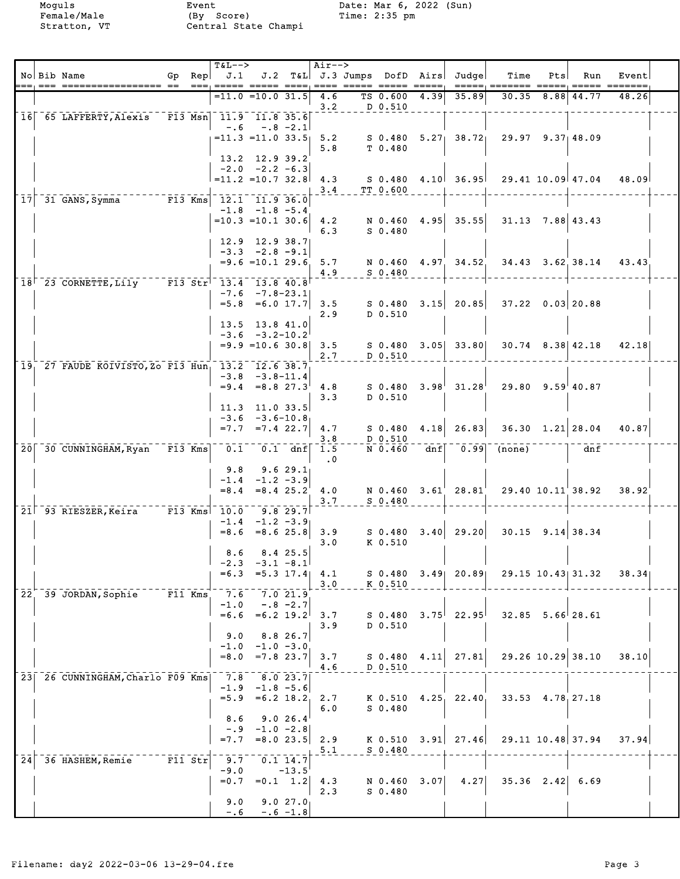Moguls
Female/Male
Stratton, VT

Event
(By Score)
Central State Champi

Date: Mar 6, 2022 (Sun)
Time: 2:35 pm

| No | Bib | Name | Gp | Rep | T&L--> J.1 | J.2 | T&L | Air--> J.3 | Jumps | DofD | Airs | Judge | Time | Pts | Run | Event |
|---|---|---|---|---|---|---|---|---|---|---|---|---|---|---|---|---|
| | | | | | =11.0 | =10.0 | 31.5 | 4.6 | TS | 0.600 | 4.39 | 35.89 | 30.35 | 8.88 | 44.77 | 48.26 |
| | | | | | | | | 3.2 | D | 0.510 | | | | | | |
| 16 | 65 | LAFFERTY,Alexis | F13 | Msn | 11.9 | 11.8 | 35.6 | | | | | | | | | |
| | | | | | -.6 | -.8 | -2.1 | | | | | | | | | |
| | | | | | =11.3 | =11.0 | 33.5 | 5.2 | S | 0.480 | 5.27 | 38.72 | 29.97 | 9.37 | 48.09 | |
| | | | | | | | | 5.8 | T | 0.480 | | | | | | |
| | | | | | 13.2 | 12.9 | 39.2 | | | | | | | | | |
| | | | | | -2.0 | -2.2 | -6.3 | | | | | | | | | |
| | | | | | =11.2 | =10.7 | 32.8 | 4.3 | S | 0.480 | 4.10 | 36.95 | 29.41 | 10.09 | 47.04 | 48.09 |
| | | | | | | | | 3.4 | TT | 0.600 | | | | | | |
| 17 | 31 | GANS,Symma | F13 | Kms | 12.1 | 11.9 | 36.0 | | | | | | | | | |
| | | | | | -1.8 | -1.8 | -5.4 | | | | | | | | | |
| | | | | | =10.3 | =10.1 | 30.6 | 4.2 | N | 0.460 | 4.95 | 35.55 | 31.13 | 7.88 | 43.43 | |
| | | | | | | | | 6.3 | S | 0.480 | | | | | | |
| | | | | | 12.9 | 12.9 | 38.7 | | | | | | | | | |
| | | | | | -3.3 | -2.8 | -9.1 | | | | | | | | | |
| | | | | | =9.6 | =10.1 | 29.6 | 5.7 | N | 0.460 | 4.97 | 34.52 | 34.43 | 3.62 | 38.14 | 43.43 |
| | | | | | | | | 4.9 | S | 0.480 | | | | | | |
| 18 | 23 | CORNETTE,Lily | F13 | Str | 13.4 | 13.8 | 40.8 | | | | | | | | | |
| | | | | | -7.6 | -7.8 | -23.1 | | | | | | | | | |
| | | | | | =5.8 | =6.0 | 17.7 | 3.5 | S | 0.480 | 3.15 | 20.85 | 37.22 | 0.03 | 20.88 | |
| | | | | | | | | 2.9 | D | 0.510 | | | | | | |
| | | | | | 13.5 | 13.8 | 41.0 | | | | | | | | | |
| | | | | | -3.6 | -3.2 | -10.2 | | | | | | | | | |
| | | | | | =9.9 | =10.6 | 30.8 | 3.5 | S | 0.480 | 3.05 | 33.80 | 30.74 | 8.38 | 42.18 | 42.18 |
| | | | | | | | | 2.7 | D | 0.510 | | | | | | |
| 19 | 27 | FAUDE KOIVISTO,Zo | F13 | Hun | 13.2 | 12.6 | 38.7 | | | | | | | | | |
| | | | | | -3.8 | -3.8 | -11.4 | | | | | | | | | |
| | | | | | =9.4 | =8.8 | 27.3 | 4.8 | S | 0.480 | 3.98 | 31.28 | 29.80 | 9.59 | 40.87 | |
| | | | | | | | | 3.3 | D | 0.510 | | | | | | |
| | | | | | 11.3 | 11.0 | 33.5 | | | | | | | | | |
| | | | | | -3.6 | -3.6 | -10.8 | | | | | | | | | |
| | | | | | =7.7 | =7.4 | 22.7 | 4.7 | S | 0.480 | 4.18 | 26.83 | 36.30 | 1.21 | 28.04 | 40.87 |
| | | | | | | | | 3.8 | D | 0.510 | | | | | | |
| 20 | 30 | CUNNINGHAM,Ryan | F13 | Kms | 0.1 | 0.1 | dnf | 1.5 | N | 0.460 | dnf | 0.99 | (none) | | dnf | |
| | | | | | | | | .0 | | | | | | | | |
| | | | | | 9.8 | 9.6 | 29.1 | | | | | | | | | |
| | | | | | -1.4 | -1.2 | -3.9 | | | | | | | | | |
| | | | | | =8.4 | =8.4 | 25.2 | 4.0 | N | 0.460 | 3.61 | 28.81 | 29.40 | 10.11 | 38.92 | 38.92 |
| | | | | | | | | 3.7 | S | 0.480 | | | | | | |
| 21 | 93 | RIESZER,Keira | F13 | Kms | 10.0 | 9.8 | 29.7 | | | | | | | | | |
| | | | | | -1.4 | -1.2 | -3.9 | | | | | | | | | |
| | | | | | =8.6 | =8.6 | 25.8 | 3.9 | S | 0.480 | 3.40 | 29.20 | 30.15 | 9.14 | 38.34 | |
| | | | | | | | | 3.0 | K | 0.510 | | | | | | |
| | | | | | 8.6 | 8.4 | 25.5 | | | | | | | | | |
| | | | | | -2.3 | -3.1 | -8.1 | | | | | | | | | |
| | | | | | =6.3 | =5.3 | 17.4 | 4.1 | S | 0.480 | 3.49 | 20.89 | 29.15 | 10.43 | 31.32 | 38.34 |
| | | | | | | | | 3.0 | K | 0.510 | | | | | | |
| 22 | 39 | JORDAN,Sophie | F11 | Kms | 7.6 | 7.0 | 21.9 | | | | | | | | | |
| | | | | | -1.0 | -.8 | -2.7 | | | | | | | | | |
| | | | | | =6.6 | =6.2 | 19.2 | 3.7 | S | 0.480 | 3.75 | 22.95 | 32.85 | 5.66 | 28.61 | |
| | | | | | | | | 3.9 | D | 0.510 | | | | | | |
| | | | | | 9.0 | 8.8 | 26.7 | | | | | | | | | |
| | | | | | -1.0 | -1.0 | -3.0 | | | | | | | | | |
| | | | | | =8.0 | =7.8 | 23.7 | 3.7 | S | 0.480 | 4.11 | 27.81 | 29.26 | 10.29 | 38.10 | 38.10 |
| | | | | | | | | 4.6 | D | 0.510 | | | | | | |
| 23 | 26 | CUNNINGHAM,Charlo | F09 | Kms | 7.8 | 8.0 | 23.7 | | | | | | | | | |
| | | | | | -1.9 | -1.8 | -5.6 | | | | | | | | | |
| | | | | | =5.9 | =6.2 | 18.2 | 2.7 | K | 0.510 | 4.25 | 22.40 | 33.53 | 4.78 | 27.18 | |
| | | | | | | | | 6.0 | S | 0.480 | | | | | | |
| | | | | | 8.6 | 9.0 | 26.4 | | | | | | | | | |
| | | | | | -.9 | -1.0 | -2.8 | | | | | | | | | |
| | | | | | =7.7 | =8.0 | 23.5 | 2.9 | K | 0.510 | 3.91 | 27.46 | 29.11 | 10.48 | 37.94 | 37.94 |
| | | | | | | | | 5.1 | S | 0.480 | | | | | | |
| 24 | 36 | HASHEM,Remie | F11 | Str | 9.7 | 0.1 | 14.7 | | | | | | | | | |
| | | | | | -9.0 | | -13.5 | | | | | | | | | |
| | | | | | =0.7 | =0.1 | 1.2 | 4.3 | N | 0.460 | 3.07 | 4.27 | 35.36 | 2.42 | 6.69 | |
| | | | | | | | | 2.3 | S | 0.480 | | | | | | |
| | | | | | 9.0 | 9.0 | 27.0 | | | | | | | | | |
| | | | | | -.6 | -.6 | -1.8 | | | | | | | | | |

Filename: day2 2022-03-06 13-29-04.fre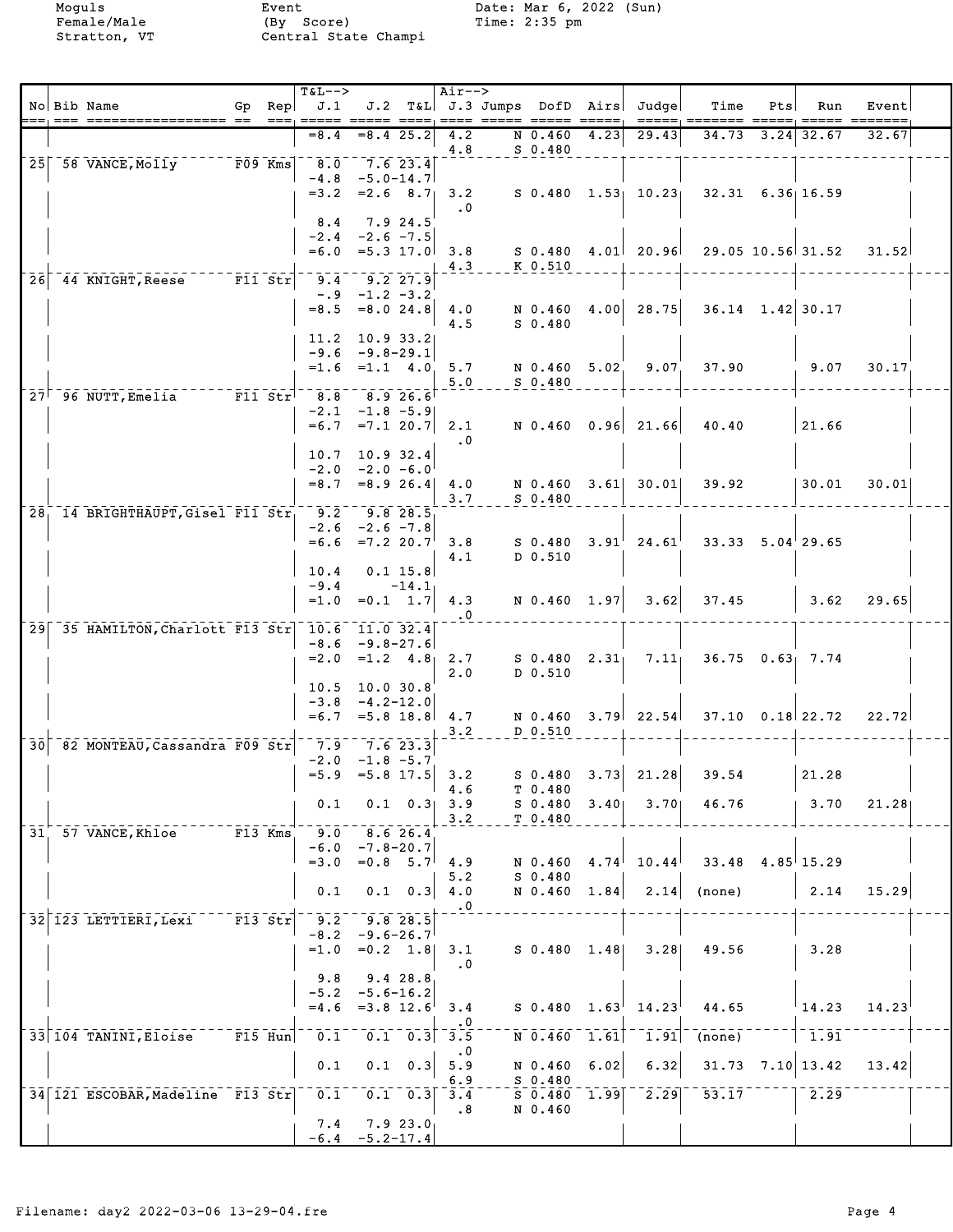Moguls
Female/Male
Stratton, VT

Event
(By Score)
Central State Champi

Date: Mar 6, 2022 (Sun)
Time: 2:35 pm

| No | Bib | Name | Gp | Rep | T&L--> J.1 | J.2 | T&L | Air--> J.3 | Jumps | DofD | Airs | Judge | Time | Pts | Run | Event |
|---|---|---|---|---|---|---|---|---|---|---|---|---|---|---|---|---|
| | | | | | =8.4 | =8.4 | 25.2 | 4.2 | | N 0.460 | 4.23 | 29.43 | 34.73 | 3.24 | 32.67 | 32.67 |
| | | | | | | | | 4.8 | | S 0.480 | | | | | | |
| 25 | 58 | VANCE,Molly | F09 | Kms | 8.0 | 7.6 | 23.4 | | | | | | | | | |
| | | | | | -4.8 | -5.0 | -14.7 | | | | | | | | | |
| | | | | | =3.2 | =2.6 | 8.7 | 3.2 | | S 0.480 | 1.53 | 10.23 | 32.31 | 6.36 | 16.59 | |
| | | | | | | | | .0 | | | | | | | | |
| | | | | | 8.4 | 7.9 | 24.5 | | | | | | | | | |
| | | | | | -2.4 | -2.6 | -7.5 | | | | | | | | | |
| | | | | | =6.0 | =5.3 | 17.0 | 3.8 | | S 0.480 | 4.01 | 20.96 | 29.05 | 10.56 | 31.52 | 31.52 |
| | | | | | | | | 4.3 | | K 0.510 | | | | | | |
| 26 | 44 | KNIGHT,Reese | F11 | Str | 9.4 | 9.2 | 27.9 | | | | | | | | | |
| | | | | | -.9 | -1.2 | -3.2 | | | | | | | | | |
| | | | | | =8.5 | =8.0 | 24.8 | 4.0 | | N 0.460 | 4.00 | 28.75 | 36.14 | 1.42 | 30.17 | |
| | | | | | | | | 4.5 | | S 0.480 | | | | | | |
| | | | | | 11.2 | 10.9 | 33.2 | | | | | | | | | |
| | | | | | -9.6 | -9.8 | -29.1 | | | | | | | | | |
| | | | | | =1.6 | =1.1 | 4.0 | 5.7 | | N 0.460 | 5.02 | 9.07 | 37.90 | | 9.07 | 30.17 |
| | | | | | | | | 5.0 | | S 0.480 | | | | | | |
| 27 | 96 | NUTT,Emelia | F11 | Str | 8.8 | 8.9 | 26.6 | | | | | | | | | |
| | | | | | -2.1 | -1.8 | -5.9 | | | | | | | | | |
| | | | | | =6.7 | =7.1 | 20.7 | 2.1 | | N 0.460 | 0.96 | 21.66 | 40.40 | | 21.66 | |
| | | | | | | | | .0 | | | | | | | | |
| | | | | | 10.7 | 10.9 | 32.4 | | | | | | | | | |
| | | | | | -2.0 | -2.0 | -6.0 | | | | | | | | | |
| | | | | | =8.7 | =8.9 | 26.4 | 4.0 | | N 0.460 | 3.61 | 30.01 | 39.92 | | 30.01 | 30.01 |
| | | | | | | | | 3.7 | | S 0.480 | | | | | | |
| 28 | 14 | BRIGHTHAUPT,Gisel | F11 | Str | 9.2 | 9.8 | 28.5 | | | | | | | | | |
| | | | | | -2.6 | -2.6 | -7.8 | | | | | | | | | |
| | | | | | =6.6 | =7.2 | 20.7 | 3.8 | | S 0.480 | 3.91 | 24.61 | 33.33 | 5.04 | 29.65 | |
| | | | | | | | | 4.1 | | D 0.510 | | | | | | |
| | | | | | 10.4 | 0.1 | 15.8 | | | | | | | | | |
| | | | | | -9.4 | | -14.1 | | | | | | | | | |
| | | | | | =1.0 | =0.1 | 1.7 | 4.3 | | N 0.460 | 1.97 | 3.62 | 37.45 | | 3.62 | 29.65 |
| | | | | | | | | .0 | | | | | | | | |
| 29 | 35 | HAMILTON,Charlott | F13 | Str | 10.6 | 11.0 | 32.4 | | | | | | | | | |
| | | | | | -8.6 | -9.8 | -27.6 | | | | | | | | | |
| | | | | | =2.0 | =1.2 | 4.8 | 2.7 | | S 0.480 | 2.31 | 7.11 | 36.75 | 0.63 | 7.74 | |
| | | | | | | | | 2.0 | | D 0.510 | | | | | | |
| | | | | | 10.5 | 10.0 | 30.8 | | | | | | | | | |
| | | | | | -3.8 | -4.2 | -12.0 | | | | | | | | | |
| | | | | | =6.7 | =5.8 | 18.8 | 4.7 | | N 0.460 | 3.79 | 22.54 | 37.10 | 0.18 | 22.72 | 22.72 |
| | | | | | | | | 3.2 | | D 0.510 | | | | | | |
| 30 | 82 | MONTEAU,Cassandra | F09 | Str | 7.9 | 7.6 | 23.3 | | | | | | | | | |
| | | | | | -2.0 | -1.8 | -5.7 | | | | | | | | | |
| | | | | | =5.9 | =5.8 | 17.5 | 3.2 | | S 0.480 | 3.73 | 21.28 | 39.54 | | 21.28 | |
| | | | | | | | | 4.6 | | T 0.480 | | | | | | |
| | | | | | 0.1 | 0.1 | 0.3 | 3.9 | | S 0.480 | 3.40 | 3.70 | 46.76 | | 3.70 | 21.28 |
| | | | | | | | | 3.2 | | T 0.480 | | | | | | |
| 31 | 57 | VANCE,Khloe | F13 | Kms | 9.0 | 8.6 | 26.4 | | | | | | | | | |
| | | | | | -6.0 | -7.8 | -20.7 | | | | | | | | | |
| | | | | | =3.0 | =0.8 | 5.7 | 4.9 | | N 0.460 | 4.74 | 10.44 | 33.48 | 4.85 | 15.29 | |
| | | | | | | | | 5.2 | | S 0.480 | | | | | | |
| | | | | | 0.1 | 0.1 | 0.3 | 4.0 | | N 0.460 | 1.84 | 2.14 | (none) | | 2.14 | 15.29 |
| | | | | | | | | .0 | | | | | | | | |
| 32 | 123 | LETTIERI,Lexi | F13 | Str | 9.2 | 9.8 | 28.5 | | | | | | | | | |
| | | | | | -8.2 | -9.6 | -26.7 | | | | | | | | | |
| | | | | | =1.0 | =0.2 | 1.8 | 3.1 | | S 0.480 | 1.48 | 3.28 | 49.56 | | 3.28 | |
| | | | | | | | | .0 | | | | | | | | |
| | | | | | 9.8 | 9.4 | 28.8 | | | | | | | | | |
| | | | | | -5.2 | -5.6 | -16.2 | | | | | | | | | |
| | | | | | =4.6 | =3.8 | 12.6 | 3.4 | | S 0.480 | 1.63 | 14.23 | 44.65 | | 14.23 | 14.23 |
| | | | | | | | | .0 | | | | | | | | |
| 33 | 104 | TANINI,Eloise | F15 | Hun | 0.1 | 0.1 | 0.3 | 3.5 | | N 0.460 | 1.61 | 1.91 | (none) | | 1.91 | |
| | | | | | | | | .0 | | | | | | | | |
| | | | | | 0.1 | 0.1 | 0.3 | 5.9 | | N 0.460 | 6.02 | 6.32 | 31.73 | 7.10 | 13.42 | 13.42 |
| | | | | | | | | 6.9 | | S 0.480 | | | | | | |
| 34 | 121 | ESCOBAR,Madeline | F13 | Str | 0.1 | 0.1 | 0.3 | 3.4 | | S 0.480 | 1.99 | 2.29 | 53.17 | | 2.29 | |
| | | | | | | | | .8 | | N 0.460 | | | | | | |
| | | | | | 7.4 | 7.9 | 23.0 | | | | | | | | | |
| | | | | | -6.4 | -5.2 | -17.4 | | | | | | | | | |

Filename: day2 2022-03-06 13-29-04.fre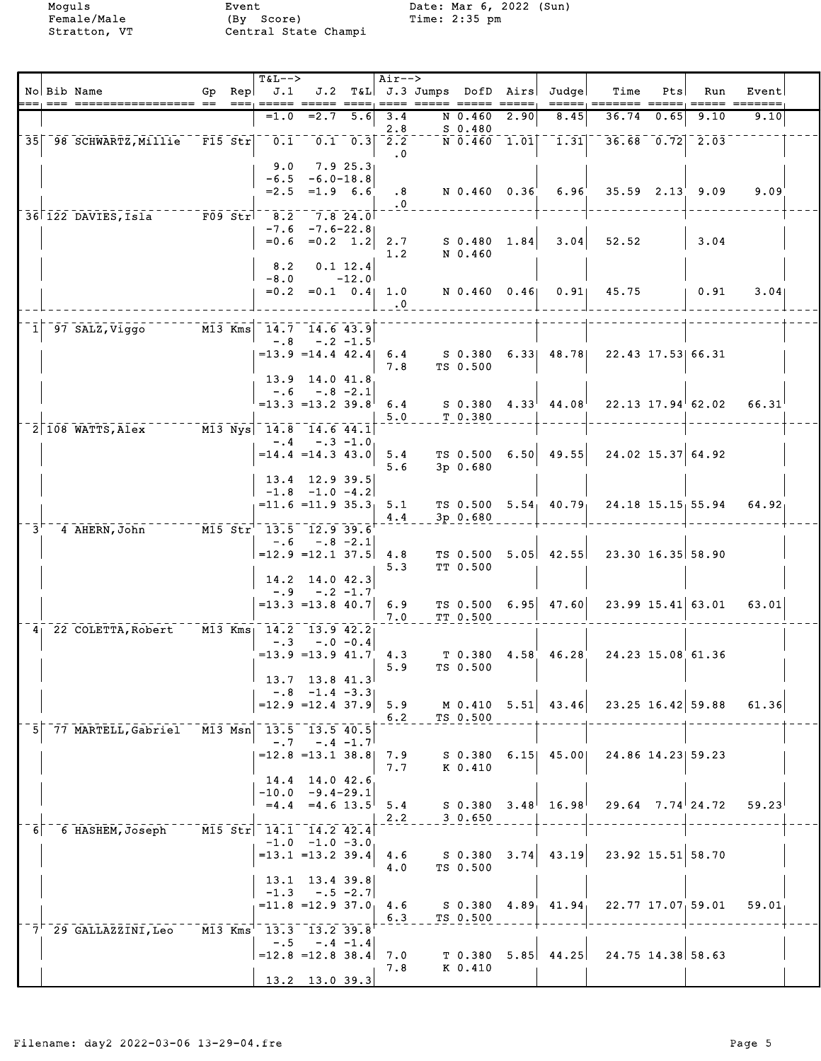Moguls Event Date: Mar 6, 2022 (Sun)
Female/Male (By Score) Time: 2:35 pm
Stratton, VT Central State Champi

| No | Bib | Name | Gp | Rep | T&L--> J.1 | J.2 | T&L | Air--> J.3 | Jumps | DofD | Airs | Judge | Time | Pts | Run | Event |
|---|---|---|---|---|---|---|---|---|---|---|---|---|---|---|---|---|
| | | | | | =1.0 | =2.7 | 5.6 | 3.4 | N | 0.460 | 2.90 | 8.45 | 36.74 | 0.65 | 9.10 | 9.10 |
| | | | | | | | | 2.8 | S | 0.480 | | | | | | |
| 35 | 98 | SCHWARTZ,Millie | F15 | Str | 0.1 | 0.1 | 0.3 | 2.2 | N | 0.460 | 1.01 | 1.31 | 36.68 | 0.72 | 2.03 | |
| | | | | | | | | .0 | | | | | | | | |
| | | | | | 9.0 | 7.9 | 25.3 | | | | | | | | | |
| | | | | | -6.5 | -6.0 | -18.8 | | | | | | | | | |
| | | | | | =2.5 | =1.9 | 6.6 | .8 | N | 0.460 | 0.36 | 6.96 | 35.59 | 2.13 | 9.09 | 9.09 |
| | | | | | | | | .0 | | | | | | | | |
| 36 | 122 | DAVIES,Isla | F09 | Str | 8.2 | 7.8 | 24.0 | | | | | | | | | |
| | | | | | -7.6 | -7.6 | -22.8 | | | | | | | | | |
| | | | | | =0.6 | =0.2 | 1.2 | 2.7 | S | 0.480 | 1.84 | 3.04 | 52.52 | | 3.04 | |
| | | | | | | | | 1.2 | N | 0.460 | | | | | | |
| | | | | | 8.2 | 0.1 | 12.4 | | | | | | | | | |
| | | | | | -8.0 | | -12.0 | | | | | | | | | |
| | | | | | =0.2 | =0.1 | 0.4 | 1.0 | N | 0.460 | 0.46 | 0.91 | 45.75 | | 0.91 | 3.04 |
| | | | | | | | | .0 | | | | | | | | |
| 1 | 97 | SALZ,Viggo | M13 | Kms | 14.7 | 14.6 | 43.9 | | | | | | | | | |
| | | | | | -.8 | -.2 | -1.5 | | | | | | | | | |
| | | | | | =13.9 | =14.4 | 42.4 | 6.4 | S | 0.380 | 6.33 | 48.78 | 22.43 | 17.53 | 66.31 | |
| | | | | | | | | 7.8 | TS | 0.500 | | | | | | |
| | | | | | 13.9 | 14.0 | 41.8 | | | | | | | | | |
| | | | | | -.6 | -.8 | -2.1 | | | | | | | | | |
| | | | | | =13.3 | =13.2 | 39.8 | 6.4 | S | 0.380 | 4.33 | 44.08 | 22.13 | 17.94 | 62.02 | 66.31 |
| | | | | | | | | 5.0 | T | 0.380 | | | | | | |
| 2 | 108 | WATTS,Alex | M13 | Nys | 14.8 | 14.6 | 44.1 | | | | | | | | | |
| | | | | | -.4 | -.3 | -1.0 | | | | | | | | | |
| | | | | | =14.4 | =14.3 | 43.0 | 5.4 | TS | 0.500 | 6.50 | 49.55 | 24.02 | 15.37 | 64.92 | |
| | | | | | | | | 5.6 | 3p | 0.680 | | | | | | |
| | | | | | 13.4 | 12.9 | 39.5 | | | | | | | | | |
| | | | | | -1.8 | -1.0 | -4.2 | | | | | | | | | |
| | | | | | =11.6 | =11.9 | 35.3 | 5.1 | TS | 0.500 | 5.54 | 40.79 | 24.18 | 15.15 | 55.94 | 64.92 |
| | | | | | | | | 4.4 | 3p | 0.680 | | | | | | |
| 3 | 4 | AHERN,John | M15 | Str | 13.5 | 12.9 | 39.6 | | | | | | | | | |
| | | | | | -.6 | -.8 | -2.1 | | | | | | | | | |
| | | | | | =12.9 | =12.1 | 37.5 | 4.8 | TS | 0.500 | 5.05 | 42.55 | 23.30 | 16.35 | 58.90 | |
| | | | | | | | | 5.3 | TT | 0.500 | | | | | | |
| | | | | | 14.2 | 14.0 | 42.3 | | | | | | | | | |
| | | | | | -.9 | -.2 | -1.7 | | | | | | | | | |
| | | | | | =13.3 | =13.8 | 40.7 | 6.9 | TS | 0.500 | 6.95 | 47.60 | 23.99 | 15.41 | 63.01 | 63.01 |
| | | | | | | | | 7.0 | TT | 0.500 | | | | | | |
| 4 | 22 | COLETTA,Robert | M13 | Kms | 14.2 | 13.9 | 42.2 | | | | | | | | | |
| | | | | | -.3 | -.0 | -0.4 | | | | | | | | | |
| | | | | | =13.9 | =13.9 | 41.7 | 4.3 | T | 0.380 | 4.58 | 46.28 | 24.23 | 15.08 | 61.36 | |
| | | | | | | | | 5.9 | TS | 0.500 | | | | | | |
| | | | | | 13.7 | 13.8 | 41.3 | | | | | | | | | |
| | | | | | -.8 | -1.4 | -3.3 | | | | | | | | | |
| | | | | | =12.9 | =12.4 | 37.9 | 5.9 | M | 0.410 | 5.51 | 43.46 | 23.25 | 16.42 | 59.88 | 61.36 |
| | | | | | | | | 6.2 | TS | 0.500 | | | | | | |
| 5 | 77 | MARTELL,Gabriel | M13 | Msn | 13.5 | 13.5 | 40.5 | | | | | | | | | |
| | | | | | -.7 | -.4 | -1.7 | | | | | | | | | |
| | | | | | =12.8 | =13.1 | 38.8 | 7.9 | S | 0.380 | 6.15 | 45.00 | 24.86 | 14.23 | 59.23 | |
| | | | | | | | | 7.7 | K | 0.410 | | | | | | |
| | | | | | 14.4 | 14.0 | 42.6 | | | | | | | | | |
| | | | | | -10.0 | -9.4 | -29.1 | | | | | | | | | |
| | | | | | =4.4 | =4.6 | 13.5 | 5.4 | S | 0.380 | 3.48 | 16.98 | 29.64 | 7.74 | 24.72 | 59.23 |
| | | | | | | | | 2.2 | 3 | 0.650 | | | | | | |
| 6 | 6 | HASHEM,Joseph | M15 | Str | 14.1 | 14.2 | 42.4 | | | | | | | | | |
| | | | | | -1.0 | -1.0 | -3.0 | | | | | | | | | |
| | | | | | =13.1 | =13.2 | 39.4 | 4.6 | S | 0.380 | 3.74 | 43.19 | 23.92 | 15.51 | 58.70 | |
| | | | | | | | | 4.0 | TS | 0.500 | | | | | | |
| | | | | | 13.1 | 13.4 | 39.8 | | | | | | | | | |
| | | | | | -1.3 | -.5 | -2.7 | | | | | | | | | |
| | | | | | =11.8 | =12.9 | 37.0 | 4.6 | S | 0.380 | 4.89 | 41.94 | 22.77 | 17.07 | 59.01 | 59.01 |
| | | | | | | | | 6.3 | TS | 0.500 | | | | | | |
| 7 | 29 | GALLAZZINI,Leo | M13 | Kms | 13.3 | 13.2 | 39.8 | | | | | | | | | |
| | | | | | -.5 | -.4 | -1.4 | | | | | | | | | |
| | | | | | =12.8 | =12.8 | 38.4 | 7.0 | T | 0.380 | 5.85 | 44.25 | 24.75 | 14.38 | 58.63 | |
| | | | | | | | | 7.8 | K | 0.410 | | | | | | |
| | | | | | 13.2 | 13.0 | 39.3 | | | | | | | | | |

Filename: day2 2022-03-06 13-29-04.fre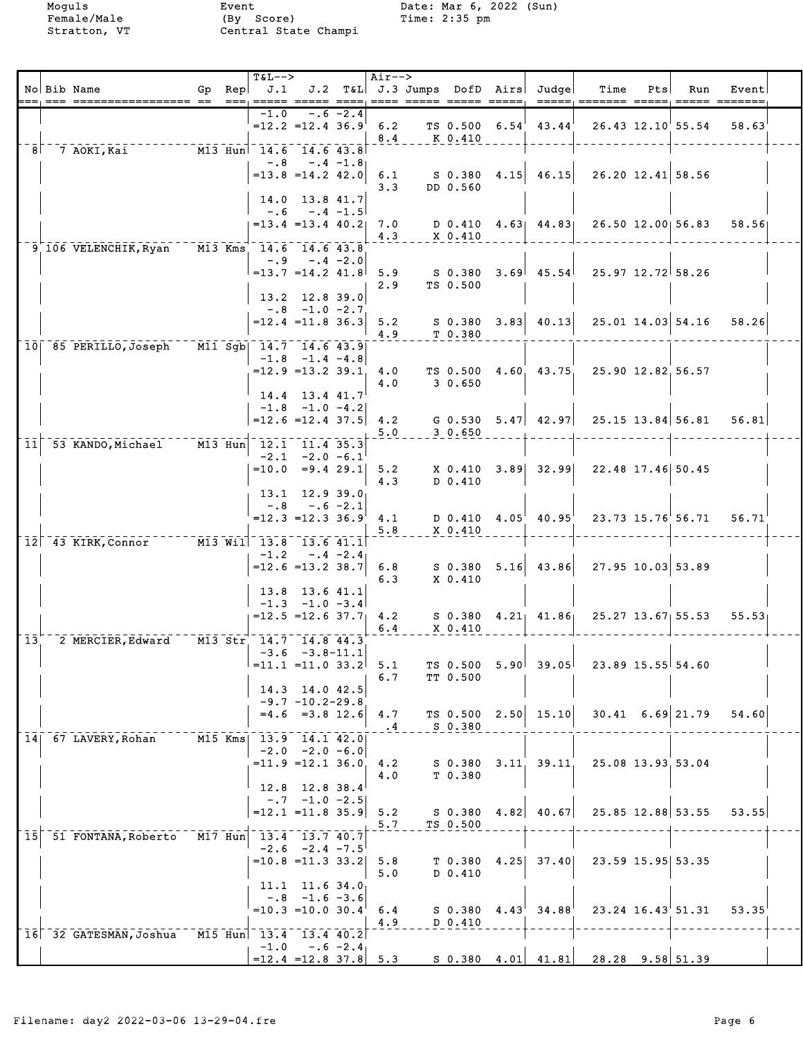Moguls
Female/Male
Stratton, VT

Event
(By Score)
Central State Champi

Date: Mar 6, 2022 (Sun)
Time: 2:35 pm

| No | Bib | Name | Gp | Rep | T&L--> J.1 | J.2 | T&L | Air--> J.3 | Jumps | DofD | Airs | Judge | Time | Pts | Run | Event |
|---|---|---|---|---|---|---|---|---|---|---|---|---|---|---|---|---|
| | | | | | -1.0 | -.6 | -2.4 | | | | | | | | | |
| | | | | | =12.2 | =12.4 | 36.9 | 6.2 | TS | 0.500 | 6.54 | 43.44 | 26.43 | 12.10 | 55.54 | 58.63 |
| | | | | | | | | 8.4 | K | 0.410 | | | | | | |
| 8 | 7 | AOKI,Kai | M13 | Hun | 14.6 | 14.6 | 43.8 | | | | | | | | | |
| | | | | | -.8 | -.4 | -1.8 | | | | | | | | | |
| | | | | | =13.8 | =14.2 | 42.0 | 6.1 | S | 0.380 | 4.15 | 46.15 | 26.20 | 12.41 | 58.56 | |
| | | | | | | | | 3.3 | DD | 0.560 | | | | | | |
| | | | | | 14.0 | 13.8 | 41.7 | | | | | | | | | |
| | | | | | -.6 | -.4 | -1.5 | | | | | | | | | |
| | | | | | =13.4 | =13.4 | 40.2 | 7.0 | D | 0.410 | 4.63 | 44.83 | 26.50 | 12.00 | 56.83 | 58.56 |
| | | | | | | | | 4.3 | X | 0.410 | | | | | | |
| 9 | 106 | VELENCHIK,Ryan | M13 | Kms | 14.6 | 14.6 | 43.8 | | | | | | | | | |
| | | | | | -.9 | -.4 | -2.0 | | | | | | | | | |
| | | | | | =13.7 | =14.2 | 41.8 | 5.9 | S | 0.380 | 3.69 | 45.54 | 25.97 | 12.72 | 58.26 | |
| | | | | | | | | 2.9 | TS | 0.500 | | | | | | |
| | | | | | 13.2 | 12.8 | 39.0 | | | | | | | | | |
| | | | | | -.8 | -1.0 | -2.7 | | | | | | | | | |
| | | | | | =12.4 | =11.8 | 36.3 | 5.2 | S | 0.380 | 3.83 | 40.13 | 25.01 | 14.03 | 54.16 | 58.26 |
| | | | | | | | | 4.9 | T | 0.380 | | | | | | |
| 10 | 85 | PERILLO,Joseph | M11 | Sgb | 14.7 | 14.6 | 43.9 | | | | | | | | | |
| | | | | | -1.8 | -1.4 | -4.8 | | | | | | | | | |
| | | | | | =12.9 | =13.2 | 39.1 | 4.0 | TS | 0.500 | 4.60 | 43.75 | 25.90 | 12.82 | 56.57 | |
| | | | | | | | | 4.0 | 3 | 0.650 | | | | | | |
| | | | | | 14.4 | 13.4 | 41.7 | | | | | | | | | |
| | | | | | -1.8 | -1.0 | -4.2 | | | | | | | | | |
| | | | | | =12.6 | =12.4 | 37.5 | 4.2 | G | 0.530 | 5.47 | 42.97 | 25.15 | 13.84 | 56.81 | 56.81 |
| | | | | | | | | 5.0 | 3 | 0.650 | | | | | | |
| 11 | 53 | KANDO,Michael | M13 | Hun | 12.1 | 11.4 | 35.3 | | | | | | | | | |
| | | | | | -2.1 | -2.0 | -6.1 | | | | | | | | | |
| | | | | | =10.0 | =9.4 | 29.1 | 5.2 | X | 0.410 | 3.89 | 32.99 | 22.48 | 17.46 | 50.45 | |
| | | | | | | | | 4.3 | D | 0.410 | | | | | | |
| | | | | | 13.1 | 12.9 | 39.0 | | | | | | | | | |
| | | | | | -.8 | -.6 | -2.1 | | | | | | | | | |
| | | | | | =12.3 | =12.3 | 36.9 | 4.1 | D | 0.410 | 4.05 | 40.95 | 23.73 | 15.76 | 56.71 | 56.71 |
| | | | | | | | | 5.8 | X | 0.410 | | | | | | |
| 12 | 43 | KIRK,Connor | M13 | Wil | 13.8 | 13.6 | 41.1 | | | | | | | | | |
| | | | | | -1.2 | -.4 | -2.4 | | | | | | | | | |
| | | | | | =12.6 | =13.2 | 38.7 | 6.8 | S | 0.380 | 5.16 | 43.86 | 27.95 | 10.03 | 53.89 | |
| | | | | | | | | 6.3 | X | 0.410 | | | | | | |
| | | | | | 13.8 | 13.6 | 41.1 | | | | | | | | | |
| | | | | | -1.3 | -1.0 | -3.4 | | | | | | | | | |
| | | | | | =12.5 | =12.6 | 37.7 | 4.2 | S | 0.380 | 4.21 | 41.86 | 25.27 | 13.67 | 55.53 | 55.53 |
| | | | | | | | | 6.4 | X | 0.410 | | | | | | |
| 13 | 2 | MERCIER,Edward | M13 | Str | 14.7 | 14.8 | 44.3 | | | | | | | | | |
| | | | | | -3.6 | -3.8 | -11.1 | | | | | | | | | |
| | | | | | =11.1 | =11.0 | 33.2 | 5.1 | TS | 0.500 | 5.90 | 39.05 | 23.89 | 15.55 | 54.60 | |
| | | | | | | | | 6.7 | TT | 0.500 | | | | | | |
| | | | | | 14.3 | 14.0 | 42.5 | | | | | | | | | |
| | | | | | -9.7 | -10.2 | -29.8 | | | | | | | | | |
| | | | | | =4.6 | =3.8 | 12.6 | 4.7 | TS | 0.500 | 2.50 | 15.10 | 30.41 | 6.69 | 21.79 | 54.60 |
| | | | | | | | | .4 | S | 0.380 | | | | | | |
| 14 | 67 | LAVERY,Rohan | M15 | Kms | 13.9 | 14.1 | 42.0 | | | | | | | | | |
| | | | | | -2.0 | -2.0 | -6.0 | | | | | | | | | |
| | | | | | =11.9 | =12.1 | 36.0 | 4.2 | S | 0.380 | 3.11 | 39.11 | 25.08 | 13.93 | 53.04 | |
| | | | | | | | | 4.0 | T | 0.380 | | | | | | |
| | | | | | 12.8 | 12.8 | 38.4 | | | | | | | | | |
| | | | | | -.7 | -1.0 | -2.5 | | | | | | | | | |
| | | | | | =12.1 | =11.8 | 35.9 | 5.2 | S | 0.380 | 4.82 | 40.67 | 25.85 | 12.88 | 53.55 | 53.55 |
| | | | | | | | | 5.7 | TS | 0.500 | | | | | | |
| 15 | 51 | FONTANA,Roberto | M17 | Hun | 13.4 | 13.7 | 40.7 | | | | | | | | | |
| | | | | | -2.6 | -2.4 | -7.5 | | | | | | | | | |
| | | | | | =10.8 | =11.3 | 33.2 | 5.8 | T | 0.380 | 4.25 | 37.40 | 23.59 | 15.95 | 53.35 | |
| | | | | | | | | 5.0 | D | 0.410 | | | | | | |
| | | | | | 11.1 | 11.6 | 34.0 | | | | | | | | | |
| | | | | | -.8 | -1.6 | -3.6 | | | | | | | | | |
| | | | | | =10.3 | =10.0 | 30.4 | 6.4 | S | 0.380 | 4.43 | 34.88 | 23.24 | 16.43 | 51.31 | 53.35 |
| | | | | | | | | 4.9 | D | 0.410 | | | | | | |
| 16 | 32 | GATESMAN,Joshua | M15 | Hun | 13.4 | 13.4 | 40.2 | | | | | | | | | |
| | | | | | -1.0 | -.6 | -2.4 | | | | | | | | | |
| | | | | | =12.4 | =12.8 | 37.8 | 5.3 | S | 0.380 | 4.01 | 41.81 | 28.28 | 9.58 | 51.39 | |

Filename: day2 2022-03-06 13-29-04.fre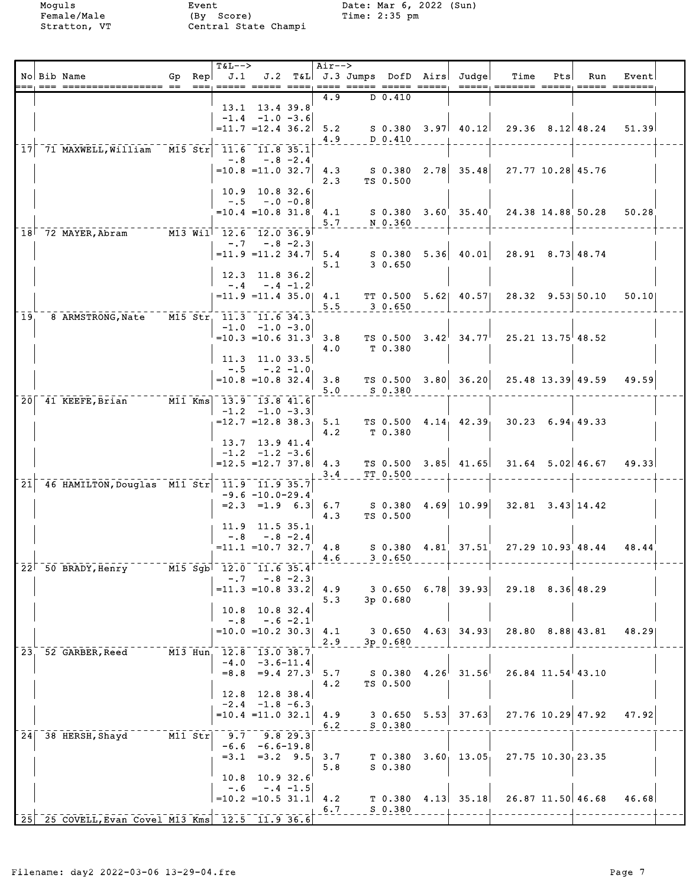Moguls
Female/Male
Stratton, VT

Event
(By Score)
Central State Champi

Date: Mar 6, 2022 (Sun)
Time: 2:35 pm

| No | Bib | Name | Gp | Rep | J.1 | J.2 | T&L | J.3 | Jumps | DofD | Airs | Judge | Time | Pts | Run | Event |
|---|---|---|---|---|---|---|---|---|---|---|---|---|---|---|---|---|
| | | | | | | | | 4.9 | D | 0.410 | | | | | | |
| | | | | | 13.1 | 13.4 | 39.8 | | | | | | | | | |
| | | | | | -1.4 | -1.0 | -3.6 | | | | | | | | | |
| | | | | | =11.7 | =12.4 | 36.2 | 5.2 | S | 0.380 | 3.97 | 40.12 | 29.36 | 8.12 | 48.24 | 51.39 |
| | | | | | | | | 4.9 | D | 0.410 | | | | | | |
| 17 | 71 | MAXWELL,William | M15 | Str | 11.6 | 11.8 | 35.1 | | | | | | | | | |
| | | | | | -.8 | -.8 | -2.4 | | | | | | | | | |
| | | | | | =10.8 | =11.0 | 32.7 | 4.3 | S | 0.380 | 2.78 | 35.48 | 27.77 | 10.28 | 45.76 | |
| | | | | | | | | 2.3 | TS | 0.500 | | | | | | |
| | | | | | 10.9 | 10.8 | 32.6 | | | | | | | | | |
| | | | | | -.5 | -.0 | -0.8 | | | | | | | | | |
| | | | | | =10.4 | =10.8 | 31.8 | 4.1 | S | 0.380 | 3.60 | 35.40 | 24.38 | 14.88 | 50.28 | 50.28 |
| | | | | | | | | 5.7 | N | 0.360 | | | | | | |
| 18 | 72 | MAYER,Abram | M13 | Wil | 12.6 | 12.0 | 36.9 | | | | | | | | | |
| | | | | | -.7 | -.8 | -2.3 | | | | | | | | | |
| | | | | | =11.9 | =11.2 | 34.7 | 5.4 | S | 0.380 | 5.36 | 40.01 | 28.91 | 8.73 | 48.74 | |
| | | | | | | | | 5.1 | 3 | 0.650 | | | | | | |
| | | | | | 12.3 | 11.8 | 36.2 | | | | | | | | | |
| | | | | | -.4 | -.4 | -1.2 | | | | | | | | | |
| | | | | | =11.9 | =11.4 | 35.0 | 4.1 | TT | 0.500 | 5.62 | 40.57 | 28.32 | 9.53 | 50.10 | 50.10 |
| | | | | | | | | 5.5 | 3 | 0.650 | | | | | | |
| 19 | 8 | ARMSTRONG,Nate | M15 | Str | 11.3 | 11.6 | 34.3 | | | | | | | | | |
| | | | | | -1.0 | -1.0 | -3.0 | | | | | | | | | |
| | | | | | =10.3 | =10.6 | 31.3 | 3.8 | TS | 0.500 | 3.42 | 34.77 | 25.21 | 13.75 | 48.52 | |
| | | | | | | | | 4.0 | T | 0.380 | | | | | | |
| | | | | | 11.3 | 11.0 | 33.5 | | | | | | | | | |
| | | | | | -.5 | -.2 | -1.0 | | | | | | | | | |
| | | | | | =10.8 | =10.8 | 32.4 | 3.8 | TS | 0.500 | 3.80 | 36.20 | 25.48 | 13.39 | 49.59 | 49.59 |
| | | | | | | | | 5.0 | S | 0.380 | | | | | | |
| 20 | 41 | KEEFE,Brian | M11 | Kms | 13.9 | 13.8 | 41.6 | | | | | | | | | |
| | | | | | -1.2 | -1.0 | -3.3 | | | | | | | | | |
| | | | | | =12.7 | =12.8 | 38.3 | 5.1 | TS | 0.500 | 4.14 | 42.39 | 30.23 | 6.94 | 49.33 | |
| | | | | | | | | 4.2 | T | 0.380 | | | | | | |
| | | | | | 13.7 | 13.9 | 41.4 | | | | | | | | | |
| | | | | | -1.2 | -1.2 | -3.6 | | | | | | | | | |
| | | | | | =12.5 | =12.7 | 37.8 | 4.3 | TS | 0.500 | 3.85 | 41.65 | 31.64 | 5.02 | 46.67 | 49.33 |
| | | | | | | | | 3.4 | TT | 0.500 | | | | | | |
| 21 | 46 | HAMILTON,Douglas | M11 | Str | 11.9 | 11.9 | 35.7 | | | | | | | | | |
| | | | | | -9.6 | -10.0 | -29.4 | | | | | | | | | |
| | | | | | =2.3 | =1.9 | 6.3 | 6.7 | S | 0.380 | 4.69 | 10.99 | 32.81 | 3.43 | 14.42 | |
| | | | | | | | | 4.3 | TS | 0.500 | | | | | | |
| | | | | | 11.9 | 11.5 | 35.1 | | | | | | | | | |
| | | | | | -.8 | -.8 | -2.4 | | | | | | | | | |
| | | | | | =11.1 | =10.7 | 32.7 | 4.8 | S | 0.380 | 4.81 | 37.51 | 27.29 | 10.93 | 48.44 | 48.44 |
| | | | | | | | | 4.6 | 3 | 0.650 | | | | | | |
| 22 | 50 | BRADY,Henry | M15 | Sgb | 12.0 | 11.6 | 35.4 | | | | | | | | | |
| | | | | | -.7 | -.8 | -2.3 | | | | | | | | | |
| | | | | | =11.3 | =10.8 | 33.2 | 4.9 | 3 | 0.650 | 6.78 | 39.93 | 29.18 | 8.36 | 48.29 | |
| | | | | | | | | 5.3 | 3p | 0.680 | | | | | | |
| | | | | | 10.8 | 10.8 | 32.4 | | | | | | | | | |
| | | | | | -.8 | -.6 | -2.1 | | | | | | | | | |
| | | | | | =10.0 | =10.2 | 30.3 | 4.1 | 3 | 0.650 | 4.63 | 34.93 | 28.80 | 8.88 | 43.81 | 48.29 |
| | | | | | | | | 2.9 | 3p | 0.680 | | | | | | |
| 23 | 52 | GARBER,Reed | M13 | Hun | 12.8 | 13.0 | 38.7 | | | | | | | | | |
| | | | | | -4.0 | -3.6 | -11.4 | | | | | | | | | |
| | | | | | =8.8 | =9.4 | 27.3 | 5.7 | S | 0.380 | 4.26 | 31.56 | 26.84 | 11.54 | 43.10 | |
| | | | | | | | | 4.2 | TS | 0.500 | | | | | | |
| | | | | | 12.8 | 12.8 | 38.4 | | | | | | | | | |
| | | | | | -2.4 | -1.8 | -6.3 | | | | | | | | | |
| | | | | | =10.4 | =11.0 | 32.1 | 4.9 | 3 | 0.650 | 5.53 | 37.63 | 27.76 | 10.29 | 47.92 | 47.92 |
| | | | | | | | | 6.2 | S | 0.380 | | | | | | |
| 24 | 38 | HERSH,Shayd | M11 | Str | 9.7 | 9.8 | 29.3 | | | | | | | | | |
| | | | | | -6.6 | -6.6 | -19.8 | | | | | | | | | |
| | | | | | =3.1 | =3.2 | 9.5 | 3.7 | T | 0.380 | 3.60 | 13.05 | 27.75 | 10.30 | 23.35 | |
| | | | | | | | | 5.8 | S | 0.380 | | | | | | |
| | | | | | 10.8 | 10.9 | 32.6 | | | | | | | | | |
| | | | | | -.6 | -.4 | -1.5 | | | | | | | | | |
| | | | | | =10.2 | =10.5 | 31.1 | 4.2 | T | 0.380 | 4.13 | 35.18 | 26.87 | 11.50 | 46.68 | 46.68 |
| | | | | | | | | 6.7 | S | 0.380 | | | | | | |
| 25 | 25 | COVELL,Evan Covel | M13 | Kms | 12.5 | 11.9 | 36.6 | | | | | | | | | |

Filename: day2 2022-03-06 13-29-04.fre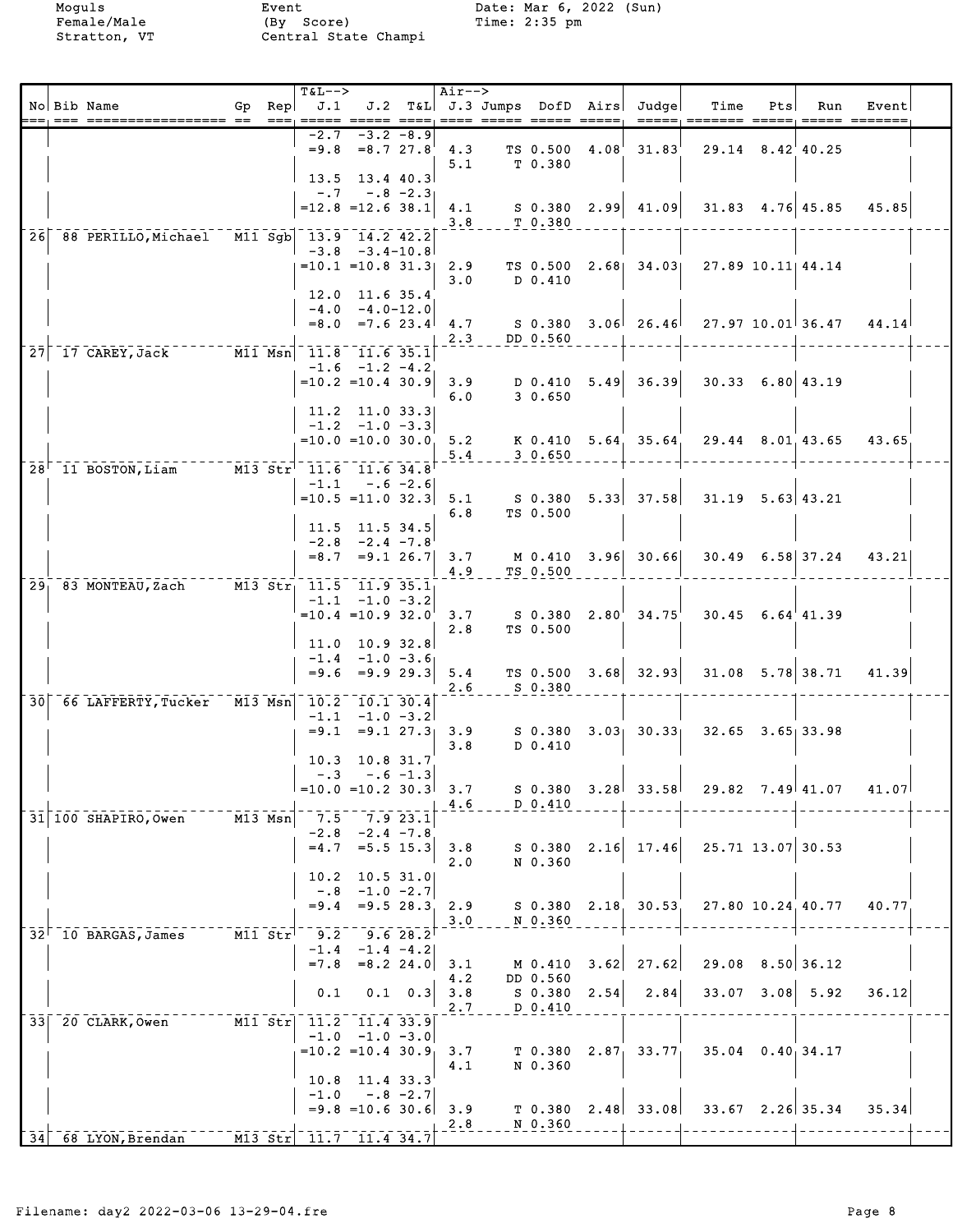Moguls
Female/Male
Stratton, VT

Event
(By Score)
Central State Champi

Date: Mar 6, 2022 (Sun)
Time: 2:35 pm

| No | Bib | Name | Gp | Rep | T&L--> J.1 | J.2 | T&L | Air--> J.3 | Jumps | DofD | Airs | Judge | Time | Pts | Run | Event |
|---|---|---|---|---|---|---|---|---|---|---|---|---|---|---|---|---|
| | | | | | -2.7 | -3.2 | -8.9 | | | | | | | | | |
| | | | | | =9.8 | =8.7 | 27.8 | 4.3 | TS | 0.500 | 4.08 | 31.83 | 29.14 | 8.42 | 40.25 | |
| | | | | | | | | 5.1 | T | 0.380 | | | | | | |
| | | | | | 13.5 | 13.4 | 40.3 | | | | | | | | | |
| | | | | | -.7 | -.8 | -2.3 | | | | | | | | | |
| | | | | | =12.8 | =12.6 | 38.1 | 4.1 | S | 0.380 | 2.99 | 41.09 | 31.83 | 4.76 | 45.85 | 45.85 |
| | | | | | | | | 3.8 | T | 0.380 | | | | | | |
| 26 | 88 | PERILLO, Michael | M11 | Sgb | 13.9 | 14.2 | 42.2 | | | | | | | | | |
| | | | | | -3.8 | -3.4 | -10.8 | | | | | | | | | |
| | | | | | =10.1 | =10.8 | 31.3 | 2.9 | TS | 0.500 | 2.68 | 34.03 | 27.89 | 10.11 | 44.14 | |
| | | | | | | | | 3.0 | D | 0.410 | | | | | | |
| | | | | | 12.0 | 11.6 | 35.4 | | | | | | | | | |
| | | | | | -4.0 | -4.0 | -12.0 | | | | | | | | | |
| | | | | | =8.0 | =7.6 | 23.4 | 4.7 | S | 0.380 | 3.06 | 26.46 | 27.97 | 10.01 | 36.47 | 44.14 |
| | | | | | | | | 2.3 | DD | 0.560 | | | | | | |
| 27 | 17 | CAREY, Jack | M11 | Msn | 11.8 | 11.6 | 35.1 | | | | | | | | | |
| | | | | | -1.6 | -1.2 | -4.2 | | | | | | | | | |
| | | | | | =10.2 | =10.4 | 30.9 | 3.9 | D | 0.410 | 5.49 | 36.39 | 30.33 | 6.80 | 43.19 | |
| | | | | | | | | 6.0 | 3 | 0.650 | | | | | | |
| | | | | | 11.2 | 11.0 | 33.3 | | | | | | | | | |
| | | | | | -1.2 | -1.0 | -3.3 | | | | | | | | | |
| | | | | | =10.0 | =10.0 | 30.0 | 5.2 | K | 0.410 | 5.64 | 35.64 | 29.44 | 8.01 | 43.65 | 43.65 |
| | | | | | | | | 5.4 | 3 | 0.650 | | | | | | |
| 28 | 11 | BOSTON, Liam | M13 | Str | 11.6 | 11.6 | 34.8 | | | | | | | | | |
| | | | | | -1.1 | -.6 | -2.6 | | | | | | | | | |
| | | | | | =10.5 | =11.0 | 32.3 | 5.1 | S | 0.380 | 5.33 | 37.58 | 31.19 | 5.63 | 43.21 | |
| | | | | | | | | 6.8 | TS | 0.500 | | | | | | |
| | | | | | 11.5 | 11.5 | 34.5 | | | | | | | | | |
| | | | | | -2.8 | -2.4 | -7.8 | | | | | | | | | |
| | | | | | =8.7 | =9.1 | 26.7 | 3.7 | M | 0.410 | 3.96 | 30.66 | 30.49 | 6.58 | 37.24 | 43.21 |
| | | | | | | | | 4.9 | TS | 0.500 | | | | | | |
| 29 | 83 | MONTEAU, Zach | M13 | Str | 11.5 | 11.9 | 35.1 | | | | | | | | | |
| | | | | | -1.1 | -1.0 | -3.2 | | | | | | | | | |
| | | | | | =10.4 | =10.9 | 32.0 | 3.7 | S | 0.380 | 2.80 | 34.75 | 30.45 | 6.64 | 41.39 | |
| | | | | | | | | 2.8 | TS | 0.500 | | | | | | |
| | | | | | 11.0 | 10.9 | 32.8 | | | | | | | | | |
| | | | | | -1.4 | -1.0 | -3.6 | | | | | | | | | |
| | | | | | =9.6 | =9.9 | 29.3 | 5.4 | TS | 0.500 | 3.68 | 32.93 | 31.08 | 5.78 | 38.71 | 41.39 |
| | | | | | | | | 2.6 | S | 0.380 | | | | | | |
| 30 | 66 | LAFFERTY, Tucker | M13 | Msn | 10.2 | 10.1 | 30.4 | | | | | | | | | |
| | | | | | -1.1 | -1.0 | -3.2 | | | | | | | | | |
| | | | | | =9.1 | =9.1 | 27.3 | 3.9 | S | 0.380 | 3.03 | 30.33 | 32.65 | 3.65 | 33.98 | |
| | | | | | | | | 3.8 | D | 0.410 | | | | | | |
| | | | | | 10.3 | 10.8 | 31.7 | | | | | | | | | |
| | | | | | -.3 | -.6 | -1.3 | | | | | | | | | |
| | | | | | =10.0 | =10.2 | 30.3 | 3.7 | S | 0.380 | 3.28 | 33.58 | 29.82 | 7.49 | 41.07 | 41.07 |
| | | | | | | | | 4.6 | D | 0.410 | | | | | | |
| 31 | 100 | SHAPIRO, Owen | M13 | Msn | 7.5 | 7.9 | 23.1 | | | | | | | | | |
| | | | | | -2.8 | -2.4 | -7.8 | | | | | | | | | |
| | | | | | =4.7 | =5.5 | 15.3 | 3.8 | S | 0.380 | 2.16 | 17.46 | 25.71 | 13.07 | 30.53 | |
| | | | | | | | | 2.0 | N | 0.360 | | | | | | |
| | | | | | 10.2 | 10.5 | 31.0 | | | | | | | | | |
| | | | | | -.8 | -1.0 | -2.7 | | | | | | | | | |
| | | | | | =9.4 | =9.5 | 28.3 | 2.9 | S | 0.380 | 2.18 | 30.53 | 27.80 | 10.24 | 40.77 | 40.77 |
| | | | | | | | | 3.0 | N | 0.360 | | | | | | |
| 32 | 10 | BARGAS, James | M11 | Str | 9.2 | 9.6 | 28.2 | | | | | | | | | |
| | | | | | -1.4 | -1.4 | -4.2 | | | | | | | | | |
| | | | | | =7.8 | =8.2 | 24.0 | 3.1 | M | 0.410 | 3.62 | 27.62 | 29.08 | 8.50 | 36.12 | |
| | | | | | | | | 4.2 | DD | 0.560 | | | | | | |
| | | | | | 0.1 | 0.1 | 0.3 | 3.8 | S | 0.380 | 2.54 | 2.84 | 33.07 | 3.08 | 5.92 | 36.12 |
| | | | | | | | | 2.7 | D | 0.410 | | | | | | |
| 33 | 20 | CLARK, Owen | M11 | Str | 11.2 | 11.4 | 33.9 | | | | | | | | | |
| | | | | | -1.0 | -1.0 | -3.0 | | | | | | | | | |
| | | | | | =10.2 | =10.4 | 30.9 | 3.7 | T | 0.380 | 2.87 | 33.77 | 35.04 | 0.40 | 34.17 | |
| | | | | | | | | 4.1 | N | 0.360 | | | | | | |
| | | | | | 10.8 | 11.4 | 33.3 | | | | | | | | | |
| | | | | | -1.0 | -.8 | -2.7 | | | | | | | | | |
| | | | | | =9.8 | =10.6 | 30.6 | 3.9 | T | 0.380 | 2.48 | 33.08 | 33.67 | 2.26 | 35.34 | 35.34 |
| | | | | | | | | 2.8 | N | 0.360 | | | | | | |
| 34 | 68 | LYON, Brendan | M13 | Str | 11.7 | 11.4 | 34.7 | | | | | | | | | |

Filename: day2 2022-03-06 13-29-04.fre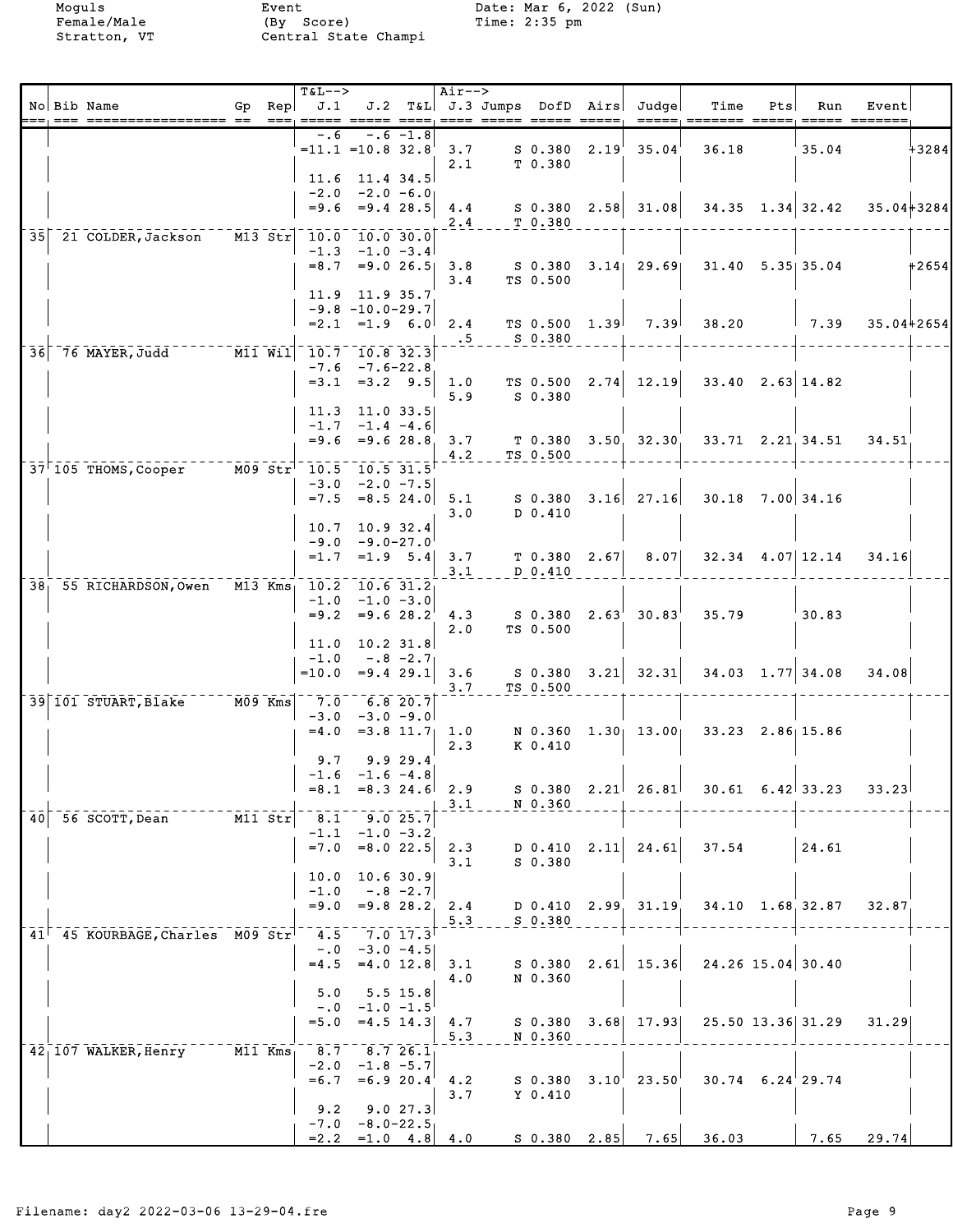Moguls Female/Male Stratton, VT

Event (By Score) Central State Champi

Date: Mar 6, 2022 (Sun) Time: 2:35 pm

| No | Bib | Name | Gp | Rep | T&L--> J.1 | J.2 | T&L | Air--> J.3 | Jumps | DofD | Airs | Judge | Time | Pts | Run | Event | |
|---|---|---|---|---|---|---|---|---|---|---|---|---|---|---|---|---|---|
| | | | | | -.6 | -.6 | -1.8 | | | | | | | | | | |
| | | | | | =11.1 | =10.8 | 32.8 | 3.7 | S | 0.380 | 2.19 | 35.04 | 36.18 | | 35.04 | | +3284 |
| | | | | | | | | 2.1 | T | 0.380 | | | | | | | |
| | | | | | 11.6 | 11.4 | 34.5 | | | | | | | | | | |
| | | | | | -2.0 | -2.0 | -6.0 | | | | | | | | | | |
| | | | | | =9.6 | =9.4 | 28.5 | 4.4 | S | 0.380 | 2.58 | 31.08 | 34.35 | 1.34 | 32.42 | 35.04 | +3284 |
| | | | | | | | | 2.4 | T | 0.380 | | | | | | | |
| 35 | 21 | COLDER,Jackson | M13 | Str | 10.0 | 10.0 | 30.0 | | | | | | | | | | |
| | | | | | -1.3 | -1.0 | -3.4 | | | | | | | | | | |
| | | | | | =8.7 | =9.0 | 26.5 | 3.8 | S | 0.380 | 3.14 | 29.69 | 31.40 | 5.35 | 35.04 | | +2654 |
| | | | | | | | | 3.4 | TS | 0.500 | | | | | | | |
| | | | | | 11.9 | 11.9 | 35.7 | | | | | | | | | | |
| | | | | | -9.8 | -10.0 | -29.7 | | | | | | | | | | |
| | | | | | =2.1 | =1.9 | 6.0 | 2.4 | TS | 0.500 | 1.39 | 7.39 | 38.20 | | 7.39 | 35.04 | +2654 |
| | | | | | | | | .5 | S | 0.380 | | | | | | | |
| 36 | 76 | MAYER,Judd | M11 | Wil | 10.7 | 10.8 | 32.3 | | | | | | | | | | |
| | | | | | -7.6 | -7.6 | -22.8 | | | | | | | | | | |
| | | | | | =3.1 | =3.2 | 9.5 | 1.0 | TS | 0.500 | 2.74 | 12.19 | 33.40 | 2.63 | 14.82 | | |
| | | | | | | | | 5.9 | S | 0.380 | | | | | | | |
| | | | | | 11.3 | 11.0 | 33.5 | | | | | | | | | | |
| | | | | | -1.7 | -1.4 | -4.6 | | | | | | | | | | |
| | | | | | =9.6 | =9.6 | 28.8 | 3.7 | T | 0.380 | 3.50 | 32.30 | 33.71 | 2.21 | 34.51 | 34.51 | |
| | | | | | | | | 4.2 | TS | 0.500 | | | | | | | |
| 37 | 105 | THOMS,Cooper | M09 | Str | 10.5 | 10.5 | 31.5 | | | | | | | | | | |
| | | | | | -3.0 | -2.0 | -7.5 | | | | | | | | | | |
| | | | | | =7.5 | =8.5 | 24.0 | 5.1 | S | 0.380 | 3.16 | 27.16 | 30.18 | 7.00 | 34.16 | | |
| | | | | | | | | 3.0 | D | 0.410 | | | | | | | |
| | | | | | 10.7 | 10.9 | 32.4 | | | | | | | | | | |
| | | | | | -9.0 | -9.0 | -27.0 | | | | | | | | | | |
| | | | | | =1.7 | =1.9 | 5.4 | 3.7 | T | 0.380 | 2.67 | 8.07 | 32.34 | 4.07 | 12.14 | 34.16 | |
| | | | | | | | | 3.1 | D | 0.410 | | | | | | | |
| 38 | 55 | RICHARDSON,Owen | M13 | Kms | 10.2 | 10.6 | 31.2 | | | | | | | | | | |
| | | | | | -1.0 | -1.0 | -3.0 | | | | | | | | | | |
| | | | | | =9.2 | =9.6 | 28.2 | 4.3 | S | 0.380 | 2.63 | 30.83 | 35.79 | | 30.83 | | |
| | | | | | | | | 2.0 | TS | 0.500 | | | | | | | |
| | | | | | 11.0 | 10.2 | 31.8 | | | | | | | | | | |
| | | | | | -1.0 | -.8 | -2.7 | | | | | | | | | | |
| | | | | | =10.0 | =9.4 | 29.1 | 3.6 | S | 0.380 | 3.21 | 32.31 | 34.03 | 1.77 | 34.08 | 34.08 | |
| | | | | | | | | 3.7 | TS | 0.500 | | | | | | | |
| 39 | 101 | STUART,Blake | M09 | Kms | 7.0 | 6.8 | 20.7 | | | | | | | | | | |
| | | | | | -3.0 | -3.0 | -9.0 | | | | | | | | | | |
| | | | | | =4.0 | =3.8 | 11.7 | 1.0 | N | 0.360 | 1.30 | 13.00 | 33.23 | 2.86 | 15.86 | | |
| | | | | | | | | 2.3 | K | 0.410 | | | | | | | |
| | | | | | 9.7 | 9.9 | 29.4 | | | | | | | | | | |
| | | | | | -1.6 | -1.6 | -4.8 | | | | | | | | | | |
| | | | | | =8.1 | =8.3 | 24.6 | 2.9 | S | 0.380 | 2.21 | 26.81 | 30.61 | 6.42 | 33.23 | 33.23 | |
| | | | | | | | | 3.1 | N | 0.360 | | | | | | | |
| 40 | 56 | SCOTT,Dean | M11 | Str | 8.1 | 9.0 | 25.7 | | | | | | | | | | |
| | | | | | -1.1 | -1.0 | -3.2 | | | | | | | | | | |
| | | | | | =7.0 | =8.0 | 22.5 | 2.3 | D | 0.410 | 2.11 | 24.61 | 37.54 | | 24.61 | | |
| | | | | | | | | 3.1 | S | 0.380 | | | | | | | |
| | | | | | 10.0 | 10.6 | 30.9 | | | | | | | | | | |
| | | | | | -1.0 | -.8 | -2.7 | | | | | | | | | | |
| | | | | | =9.0 | =9.8 | 28.2 | 2.4 | D | 0.410 | 2.99 | 31.19 | 34.10 | 1.68 | 32.87 | 32.87 | |
| | | | | | | | | 5.3 | S | 0.380 | | | | | | | |
| 41 | 45 | KOURBAGE,Charles | M09 | Str | 4.5 | 7.0 | 17.3 | | | | | | | | | | |
| | | | | | -.0 | -3.0 | -4.5 | | | | | | | | | | |
| | | | | | =4.5 | =4.0 | 12.8 | 3.1 | S | 0.380 | 2.61 | 15.36 | 24.26 | 15.04 | 30.40 | | |
| | | | | | | | | 4.0 | N | 0.360 | | | | | | | |
| | | | | | 5.0 | 5.5 | 15.8 | | | | | | | | | | |
| | | | | | -.0 | -1.0 | -1.5 | | | | | | | | | | |
| | | | | | =5.0 | =4.5 | 14.3 | 4.7 | S | 0.380 | 3.68 | 17.93 | 25.50 | 13.36 | 31.29 | 31.29 | |
| | | | | | | | | 5.3 | N | 0.360 | | | | | | | |
| 42 | 107 | WALKER,Henry | M11 | Kms | 8.7 | 8.7 | 26.1 | | | | | | | | | | |
| | | | | | -2.0 | -1.8 | -5.7 | | | | | | | | | | |
| | | | | | =6.7 | =6.9 | 20.4 | 4.2 | S | 0.380 | 3.10 | 23.50 | 30.74 | 6.24 | 29.74 | | |
| | | | | | | | | 3.7 | Y | 0.410 | | | | | | | |
| | | | | | 9.2 | 9.0 | 27.3 | | | | | | | | | | |
| | | | | | -7.0 | -8.0 | -22.5 | | | | | | | | | | |
| | | | | | =2.2 | =1.0 | 4.8 | 4.0 | S | 0.380 | 2.85 | 7.65 | 36.03 | | 7.65 | 29.74 | |

Filename: day2 2022-03-06 13-29-04.fre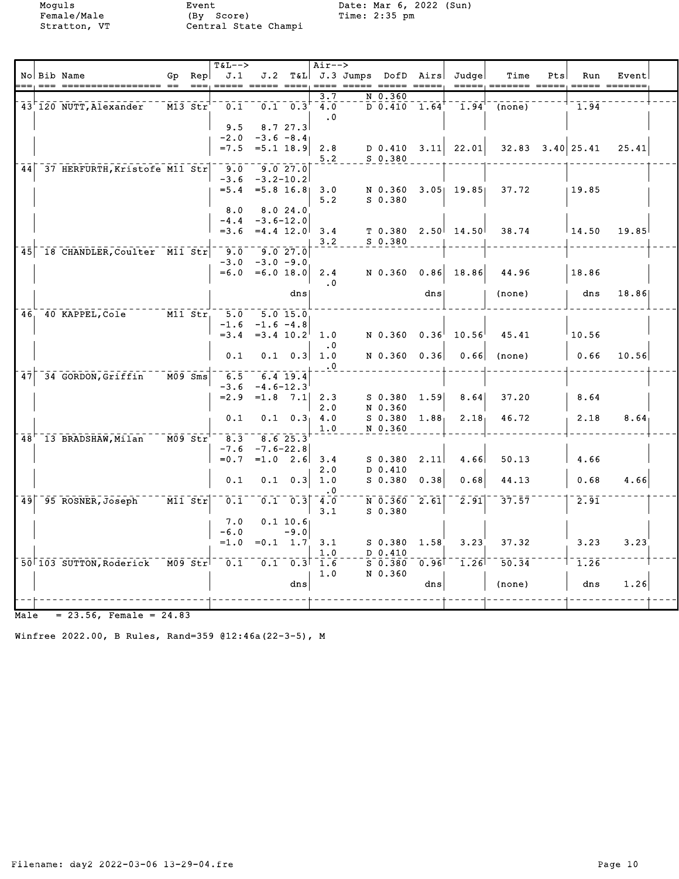Moguls Event Date: Mar 6, 2022 (Sun)
Female/Male (By Score) Time: 2:35 pm
Stratton, VT Central State Champi

| No | Bib | Name | Gp | Rep | T&L--> J.1 | J.2 | T&L | Air--> J.3 | Jumps | DofD | Airs | Judge | Time | Pts | Run | Event |
|---|---|---|---|---|---|---|---|---|---|---|---|---|---|---|---|---|
| | | | | | | | | 3.7 | N | 0.360 | | | | | | |
| 43 | 120 | NUTT,Alexander | M13 | Str | 0.1 | 0.1 | 0.3 | 4.0 | D | 0.410 | 1.64 | 1.94 | (none) | | 1.94 | |
| | | | | | | | | .0 | | | | | | | | |
| | | | | | 9.5 | 8.7 | 27.3 | | | | | | | | | |
| | | | | | -2.0 | -3.6 | -8.4 | | | | | | | | | |
| | | | | | =7.5 | =5.1 | 18.9 | 2.8 | D | 0.410 | 3.11 | 22.01 | 32.83 | 3.40 | 25.41 | 25.41 |
| | | | | | | | | 5.2 | S | 0.380 | | | | | | |
| 44 | 37 | HERFURTH,Kristofe | M11 | Str | 9.0 | 9.0 | 27.0 | | | | | | | | | |
| | | | | | -3.6 | -3.2 | -10.2 | | | | | | | | | |
| | | | | | =5.4 | =5.8 | 16.8 | 3.0 | N | 0.360 | 3.05 | 19.85 | 37.72 | | 19.85 | |
| | | | | | | | | 5.2 | S | 0.380 | | | | | | |
| | | | | | 8.0 | 8.0 | 24.0 | | | | | | | | | |
| | | | | | -4.4 | -3.6 | -12.0 | | | | | | | | | |
| | | | | | =3.6 | =4.4 | 12.0 | 3.4 | T | 0.380 | 2.50 | 14.50 | 38.74 | | 14.50 | 19.85 |
| | | | | | | | | 3.2 | S | 0.380 | | | | | | |
| 45 | 18 | CHANDLER,Coulter | M11 | Str | 9.0 | 9.0 | 27.0 | | | | | | | | | |
| | | | | | -3.0 | -3.0 | -9.0 | | | | | | | | | |
| | | | | | =6.0 | =6.0 | 18.0 | 2.4 | N | 0.360 | 0.86 | 18.86 | 44.96 | | 18.86 | |
| | | | | | | | | .0 | | | | | | | | |
| | | | | | | | dns | | | | dns | | (none) | | dns | 18.86 |
| 46 | 40 | KAPPEL,Cole | M11 | Str | 5.0 | 5.0 | 15.0 | | | | | | | | | |
| | | | | | -1.6 | -1.6 | -4.8 | | | | | | | | | |
| | | | | | =3.4 | =3.4 | 10.2 | 1.0 | N | 0.360 | 0.36 | 10.56 | 45.41 | | 10.56 | |
| | | | | | | | | .0 | | | | | | | | |
| | | | | | 0.1 | 0.1 | 0.3 | 1.0 | N | 0.360 | 0.36 | 0.66 | (none) | | 0.66 | 10.56 |
| | | | | | | | | .0 | | | | | | | | |
| 47 | 34 | GORDON,Griffin | M09 | Sms | 6.5 | 6.4 | 19.4 | | | | | | | | | |
| | | | | | -3.6 | -4.6 | -12.3 | | | | | | | | | |
| | | | | | =2.9 | =1.8 | 7.1 | 2.3 | S | 0.380 | 1.59 | 8.64 | 37.20 | | 8.64 | |
| | | | | | | | | 2.0 | N | 0.360 | | | | | | |
| | | | | | 0.1 | 0.1 | 0.3 | 4.0 | S | 0.380 | 1.88 | 2.18 | 46.72 | | 2.18 | 8.64 |
| | | | | | | | | 1.0 | N | 0.360 | | | | | | |
| 48 | 13 | BRADSHAW,Milan | M09 | Str | 8.3 | 8.6 | 25.3 | | | | | | | | | |
| | | | | | -7.6 | -7.6 | -22.8 | | | | | | | | | |
| | | | | | =0.7 | =1.0 | 2.6 | 3.4 | S | 0.380 | 2.11 | 4.66 | 50.13 | | 4.66 | |
| | | | | | | | | 2.0 | D | 0.410 | | | | | | |
| | | | | | 0.1 | 0.1 | 0.3 | 1.0 | S | 0.380 | 0.38 | 0.68 | 44.13 | | 0.68 | 4.66 |
| | | | | | | | | .0 | | | | | | | | |
| 49 | 95 | ROSNER,Joseph | M11 | Str | 0.1 | 0.1 | 0.3 | 4.0 | N | 0.360 | 2.61 | 2.91 | 37.57 | | 2.91 | |
| | | | | | | | | 3.1 | S | 0.380 | | | | | | |
| | | | | | 7.0 | 0.1 | 10.6 | | | | | | | | | |
| | | | | | -6.0 | | -9.0 | | | | | | | | | |
| | | | | | =1.0 | =0.1 | 1.7 | 3.1 | S | 0.380 | 1.58 | 3.23 | 37.32 | | 3.23 | 3.23 |
| | | | | | | | | 1.0 | D | 0.410 | | | | | | |
| 50 | 103 | SUTTON,Roderick | M09 | Str | 0.1 | 0.1 | 0.3 | 1.6 | S | 0.380 | 0.96 | 1.26 | 50.34 | | 1.26 | |
| | | | | | | | | 1.0 | N | 0.360 | | | | | | |
| | | | | | | | dns | | | | dns | | (none) | | dns | 1.26 |

Male = 23.56, Female = 24.83

Winfree 2022.00, B Rules, Rand=359 @12:46a(22-3-5), M

Filename: day2 2022-03-06 13-29-04.fre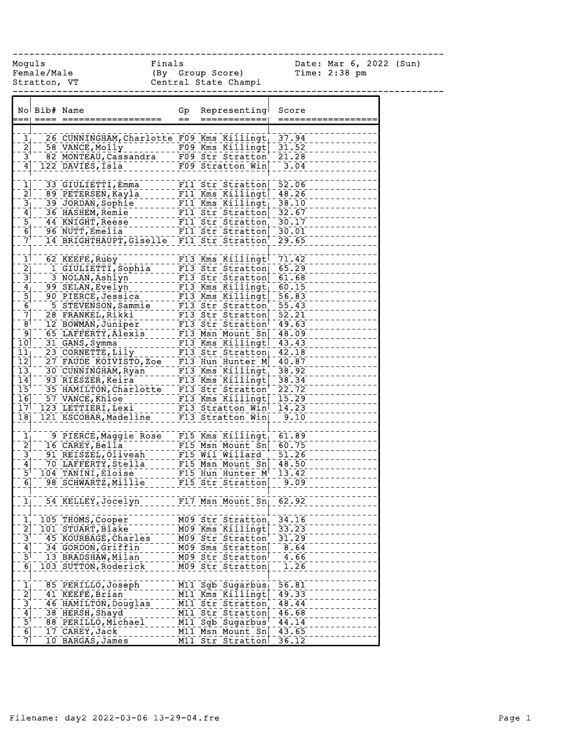Moguls Female/Male Stratton, VT

Finals (By Group Score) Central State Champi

Date: Mar 6, 2022 (Sun) Time: 2:38 pm

| No | Bib# | Name | Gp | Representing | Score |
|---|---|---|---|---|---|
| 1 | 26 | CUNNINGHAM,Charlotte | F09 | Kms Killingt | 37.94 |
| 2 | 58 | VANCE,Molly | F09 | Kms Killingt | 31.52 |
| 3 | 82 | MONTEAU,Cassandra | F09 | Str Stratton | 21.28 |
| 4 | 122 | DAVIES,Isla | F09 | Stratton Win | 3.04 |
| | | | | | |
| 1 | 33 | GIULIETTI,Emma | F11 | Str Stratton | 52.06 |
| 2 | 89 | PETERSEN,Kayla | F11 | Kms Killingt | 48.26 |
| 3 | 39 | JORDAN,Sophie | F11 | Kms Killingt | 38.10 |
| 4 | 36 | HASHEM,Remie | F11 | Str Stratton | 32.67 |
| 5 | 44 | KNIGHT,Reese | F11 | Str Stratton | 30.17 |
| 6 | 96 | NUTT,Emelia | F11 | Str Stratton | 30.01 |
| 7 | 14 | BRIGHTHAUPT,Giselle | F11 | Str Stratton | 29.65 |
| | | | | | |
| 1 | 62 | KEEFE,Ruby | F13 | Kms Killingt | 71.42 |
| 2 | 1 | GIULIETTI,Sophia | F13 | Str Stratton | 65.29 |
| 3 | 3 | NOLAN,Ashlyn | F13 | Str Stratton | 61.68 |
| 4 | 99 | SELAN,Evelyn | F13 | Kms Killingt | 60.15 |
| 5 | 90 | PIERCE,Jessica | F13 | Kms Killingt | 56.83 |
| 6 | 5 | STEVENSON,Sammie | F13 | Str Stratton | 55.43 |
| 7 | 28 | FRANKEL,Rikki | F13 | Str Stratton | 52.21 |
| 8 | 12 | BOWMAN,Juniper | F13 | Str Stratton | 49.63 |
| 9 | 65 | LAFFERTY,Alexis | F13 | Msn Mount Sn | 48.09 |
| 10 | 31 | GANS,Symma | F13 | Kms Killingt | 43.43 |
| 11 | 23 | CORNETTE,Lily | F13 | Str Stratton | 42.18 |
| 12 | 27 | FAUDE KOIVISTO,Zoe | F13 | Hun Hunter M | 40.87 |
| 13 | 30 | CUNNINGHAM,Ryan | F13 | Kms Killingt | 38.92 |
| 14 | 93 | RIESZER,Keira | F13 | Kms Killingt | 38.34 |
| 15 | 35 | HAMILTON,Charlotte | F13 | Str Stratton | 22.72 |
| 16 | 57 | VANCE,Khloe | F13 | Kms Killingt | 15.29 |
| 17 | 123 | LETTIERI,Lexi | F13 | Stratton Win | 14.23 |
| 18 | 121 | ESCOBAR,Madeline | F13 | Stratton Win | 9.10 |
| | | | | | |
| 1 | 9 | PIERCE,Maggie Rose | F15 | Kms Killingt | 61.89 |
| 2 | 16 | CAREY,Bella | F15 | Msn Mount Sn | 60.75 |
| 3 | 91 | REISZEL,Oliveah | F15 | Wil Willard | 51.26 |
| 4 | 70 | LAFFERTY,Stella | F15 | Msn Mount Sn | 48.50 |
| 5 | 104 | TANINI,Eloise | F15 | Hun Hunter M | 13.42 |
| 6 | 98 | SCHWARTZ,Millie | F15 | Str Stratton | 9.09 |
| | | | | | |
| 1 | 54 | KELLEY,Jocelyn | F17 | Msn Mount Sn | 62.92 |
| | | | | | |
| 1 | 105 | THOMS,Cooper | M09 | Str Stratton | 34.16 |
| 2 | 101 | STUART,Blake | M09 | Kms Killingt | 33.23 |
| 3 | 45 | KOURBAGE,Charles | M09 | Str Stratton | 31.29 |
| 4 | 34 | GORDON,Griffin | M09 | Sms Stratton | 8.64 |
| 5 | 13 | BRADSHAW,Milan | M09 | Str Stratton | 4.66 |
| 6 | 103 | SUTTON,Roderick | M09 | Str Stratton | 1.26 |
| | | | | | |
| 1 | 85 | PERILLO,Joseph | M11 | Sgb Sugarbus | 56.81 |
| 2 | 41 | KEEFE,Brian | M11 | Kms Killingt | 49.33 |
| 3 | 46 | HAMILTON,Douglas | M11 | Str Stratton | 48.44 |
| 4 | 38 | HERSH,Shayd | M11 | Str Stratton | 46.68 |
| 5 | 88 | PERILLO,Michael | M11 | Sgb Sugarbus | 44.14 |
| 6 | 17 | CAREY,Jack | M11 | Msn Mount Sn | 43.65 |
| 7 | 10 | BARGAS,James | M11 | Str Stratton | 36.12 |

Filename: day2 2022-03-06 13-29-04.fre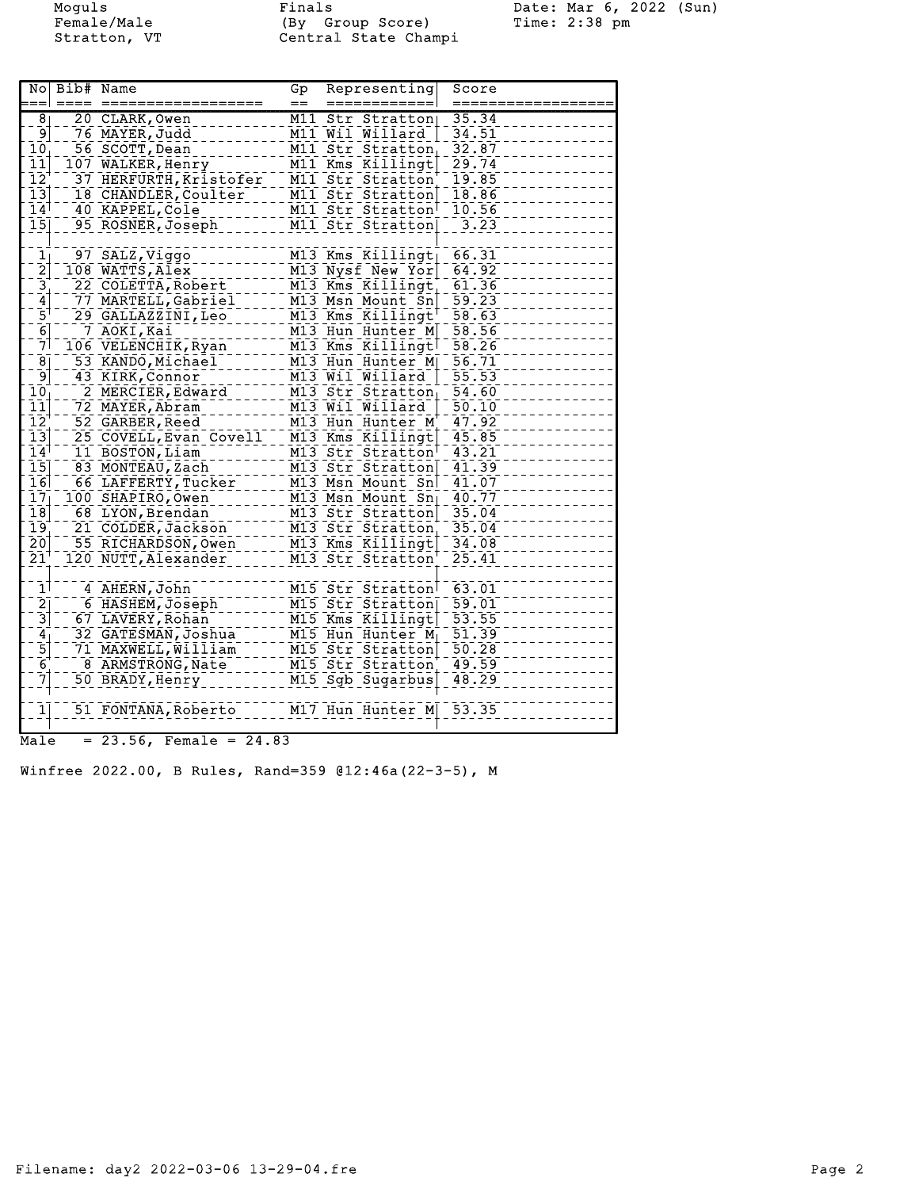Moguls
Female/Male
Stratton, VT

Finals
(By Group Score)
Central State Champi

Date: Mar 6, 2022 (Sun)
Time: 2:38 pm

| No | Bib# | Name | Gp | Representing | Score |
|---|---|---|---|---|---|
| 8 | 20 | CLARK,Owen | M11 | Str Stratton | 35.34 |
| 9 | 76 | MAYER,Judd | M11 | Wil Willard | 34.51 |
| 10 | 56 | SCOTT,Dean | M11 | Str Stratton | 32.87 |
| 11 | 107 | WALKER,Henry | M11 | Kms Killingt | 29.74 |
| 12 | 37 | HERFURTH,Kristofer | M11 | Str Stratton | 19.85 |
| 13 | 18 | CHANDLER,Coulter | M11 | Str Stratton | 18.86 |
| 14 | 40 | KAPPEL,Cole | M11 | Str Stratton | 10.56 |
| 15 | 95 | ROSNER,Joseph | M11 | Str Stratton | 3.23 |
| | | | | | |
| 1 | 97 | SALZ,Viggo | M13 | Kms Killingt | 66.31 |
| 2 | 108 | WATTS,Alex | M13 | Nysf New Yor | 64.92 |
| 3 | 22 | COLETTA,Robert | M13 | Kms Killingt | 61.36 |
| 4 | 77 | MARTELL,Gabriel | M13 | Msn Mount Sn | 59.23 |
| 5 | 29 | GALLAZZINI,Leo | M13 | Kms Killingt | 58.63 |
| 6 | 7 | AOKI,Kai | M13 | Hun Hunter M | 58.56 |
| 7 | 106 | VELENCHIK,Ryan | M13 | Kms Killingt | 58.26 |
| 8 | 53 | KANDO,Michael | M13 | Hun Hunter M | 56.71 |
| 9 | 43 | KIRK,Connor | M13 | Wil Willard | 55.53 |
| 10 | 2 | MERCIER,Edward | M13 | Str Stratton | 54.60 |
| 11 | 72 | MAYER,Abram | M13 | Wil Willard | 50.10 |
| 12 | 52 | GARBER,Reed | M13 | Hun Hunter M | 47.92 |
| 13 | 25 | COVELL,Evan Covell | M13 | Kms Killingt | 45.85 |
| 14 | 11 | BOSTON,Liam | M13 | Str Stratton | 43.21 |
| 15 | 83 | MONTEAU,Zach | M13 | Str Stratton | 41.39 |
| 16 | 66 | LAFFERTY,Tucker | M13 | Msn Mount Sn | 41.07 |
| 17 | 100 | SHAPIRO,Owen | M13 | Msn Mount Sn | 40.77 |
| 18 | 68 | LYON,Brendan | M13 | Str Stratton | 35.04 |
| 19 | 21 | COLDER,Jackson | M13 | Str Stratton | 35.04 |
| 20 | 55 | RICHARDSON,Owen | M13 | Kms Killingt | 34.08 |
| 21 | 120 | NUTT,Alexander | M13 | Str Stratton | 25.41 |
| | | | | | |
| 1 | 4 | AHERN,John | M15 | Str Stratton | 63.01 |
| 2 | 6 | HASHEM,Joseph | M15 | Str Stratton | 59.01 |
| 3 | 67 | LAVERY,Rohan | M15 | Kms Killingt | 53.55 |
| 4 | 32 | GATESMAN,Joshua | M15 | Hun Hunter M | 51.39 |
| 5 | 71 | MAXWELL,William | M15 | Str Stratton | 50.28 |
| 6 | 8 | ARMSTRONG,Nate | M15 | Str Stratton | 49.59 |
| 7 | 50 | BRADY,Henry | M15 | Sgb Sugarbus | 48.29 |
| | | | | | |
| 1 | 51 | FONTANA,Roberto | M17 | Hun Hunter M | 53.35 |

Male = 23.56, Female = 24.83

Winfree 2022.00, B Rules, Rand=359 @12:46a(22-3-5), M

Filename: day2 2022-03-06 13-29-04.fre